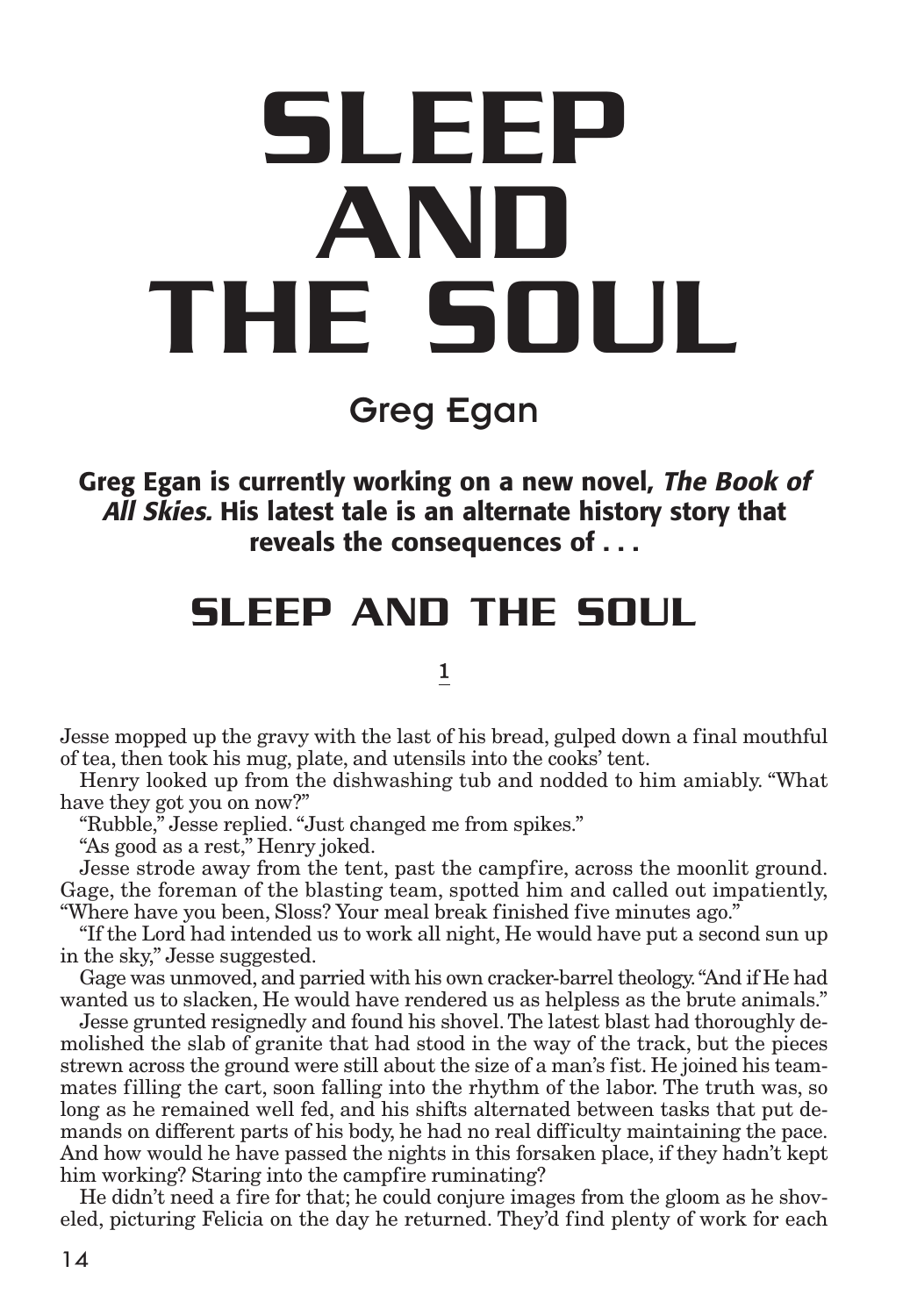# SLEEP AND THE SOUL

## Greg Egan

**Greg Egan is currently working on a new novel, *The Book of All Skies.* His latest tale is an alternate history story that reveals the consequences of . . .**

## SLEEP AND THE SOUL

### 1

Jesse mopped up the gravy with the last of his bread, gulped down a final mouthful of tea, then took his mug, plate, and utensils into the cooks' tent.

Henry looked up from the dishwashing tub and nodded to him amiably. "What have they got you on now?"

"Rubble," Jesse replied. "Just changed me from spikes."

"As good as a rest," Henry joked.

Jesse strode away from the tent, past the campfire, across the moonlit ground. Gage, the foreman of the blasting team, spotted him and called out impatiently, "Where have you been, Sloss? Your meal break finished five minutes ago."

"If the Lord had intended us to work all night, He would have put a second sun up in the sky," Jesse suggested.

Gage was unmoved, and parried with his own cracker-barrel theology. "And if He had wanted us to slacken, He would have rendered us as helpless as the brute animals."

Jesse grunted resignedly and found his shovel. The latest blast had thoroughly demolished the slab of granite that had stood in the way of the track, but the pieces strewn across the ground were still about the size of a man's fist. He joined his teammates filling the cart, soon falling into the rhythm of the labor. The truth was, so long as he remained well fed, and his shifts alternated between tasks that put demands on different parts of his body, he had no real difficulty maintaining the pace. And how would he have passed the nights in this forsaken place, if they hadn't kept him working? Staring into the campfire ruminating?

He didn't need a fire for that; he could conjure images from the gloom as he shoveled, picturing Felicia on the day he returned. They'd find plenty of work for each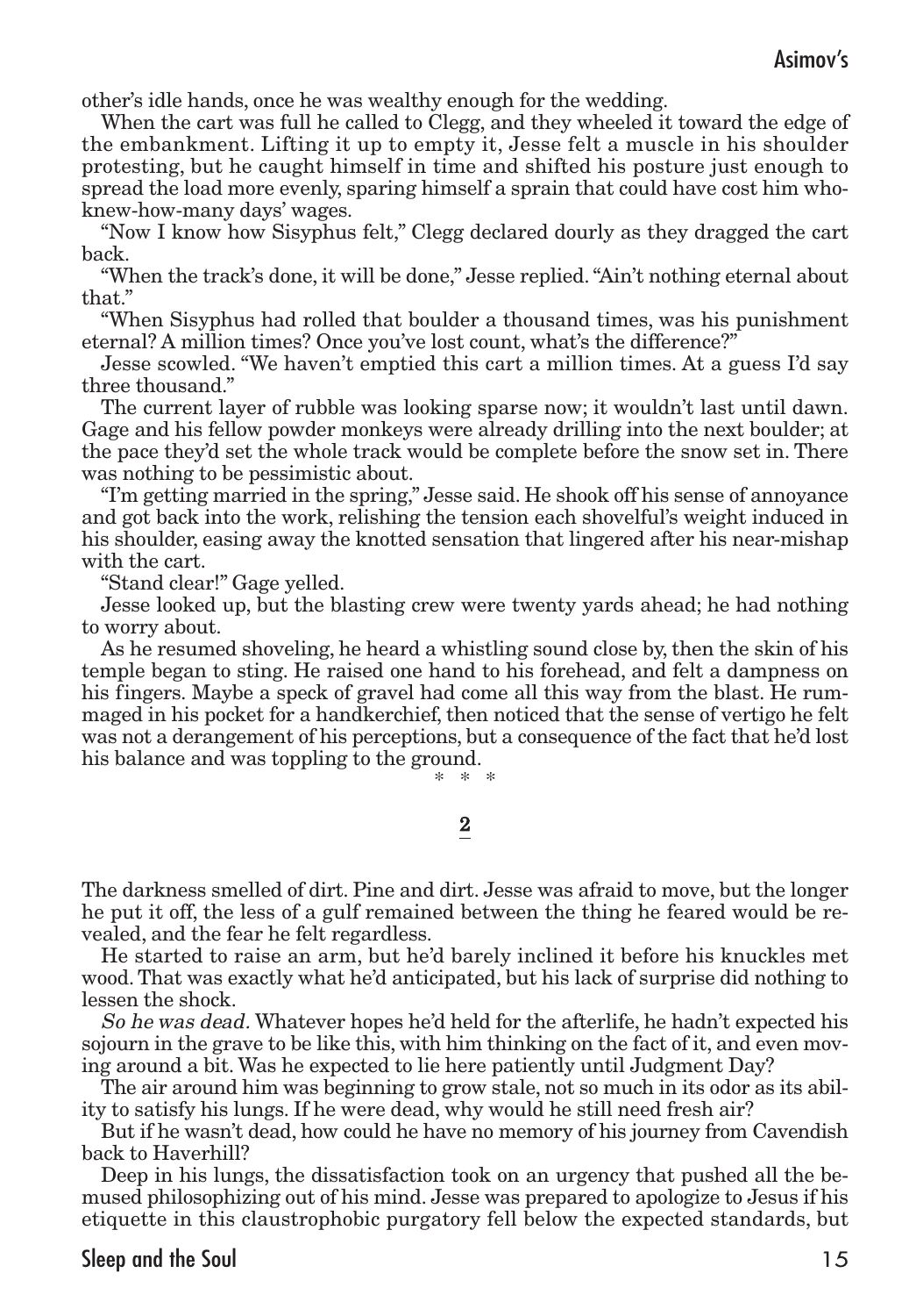other's idle hands, once he was wealthy enough for the wedding.

When the cart was full he called to Clegg, and they wheeled it toward the edge of the embankment. Lifting it up to empty it, Jesse felt a muscle in his shoulder protesting, but he caught himself in time and shifted his posture just enough to spread the load more evenly, sparing himself a sprain that could have cost him who-knew-how-many days' wages.

"Now I know how Sisyphus felt," Clegg declared dourly as they dragged the cart back.

"When the track's done, it will be done," Jesse replied. "Ain't nothing eternal about that."

"When Sisyphus had rolled that boulder a thousand times, was his punishment eternal? A million times? Once you've lost count, what's the difference?"

Jesse scowled. "We haven't emptied this cart a million times. At a guess I'd say three thousand."

The current layer of rubble was looking sparse now; it wouldn't last until dawn. Gage and his fellow powder monkeys were already drilling into the next boulder; at the pace they'd set the whole track would be complete before the snow set in. There was nothing to be pessimistic about.

"I'm getting married in the spring," Jesse said. He shook off his sense of annoyance and got back into the work, relishing the tension each shovelful's weight induced in his shoulder, easing away the knotted sensation that lingered after his near-mishap with the cart.

"Stand clear!" Gage yelled.

Jesse looked up, but the blasting crew were twenty yards ahead; he had nothing to worry about.

As he resumed shoveling, he heard a whistling sound close by, then the skin of his temple began to sting. He raised one hand to his forehead, and felt a dampness on his fingers. Maybe a speck of gravel had come all this way from the blast. He rummaged in his pocket for a handkerchief, then noticed that the sense of vertigo he felt was not a derangement of his perceptions, but a consequence of the fact that he'd lost his balance and was toppling to the ground.

\* \* \*

## 2

The darkness smelled of dirt. Pine and dirt. Jesse was afraid to move, but the longer he put it off, the less of a gulf remained between the thing he feared would be revealed, and the fear he felt regardless.

He started to raise an arm, but he'd barely inclined it before his knuckles met wood. That was exactly what he'd anticipated, but his lack of surprise did nothing to lessen the shock.

*So he was dead.* Whatever hopes he'd held for the afterlife, he hadn't expected his sojourn in the grave to be like this, with him thinking on the fact of it, and even moving around a bit. Was he expected to lie here patiently until Judgment Day?

The air around him was beginning to grow stale, not so much in its odor as its ability to satisfy his lungs. If he were dead, why would he still need fresh air?

But if he wasn't dead, how could he have no memory of his journey from Cavendish back to Haverhill?

Deep in his lungs, the dissatisfaction took on an urgency that pushed all the bemused philosophizing out of his mind. Jesse was prepared to apologize to Jesus if his etiquette in this claustrophobic purgatory fell below the expected standards, but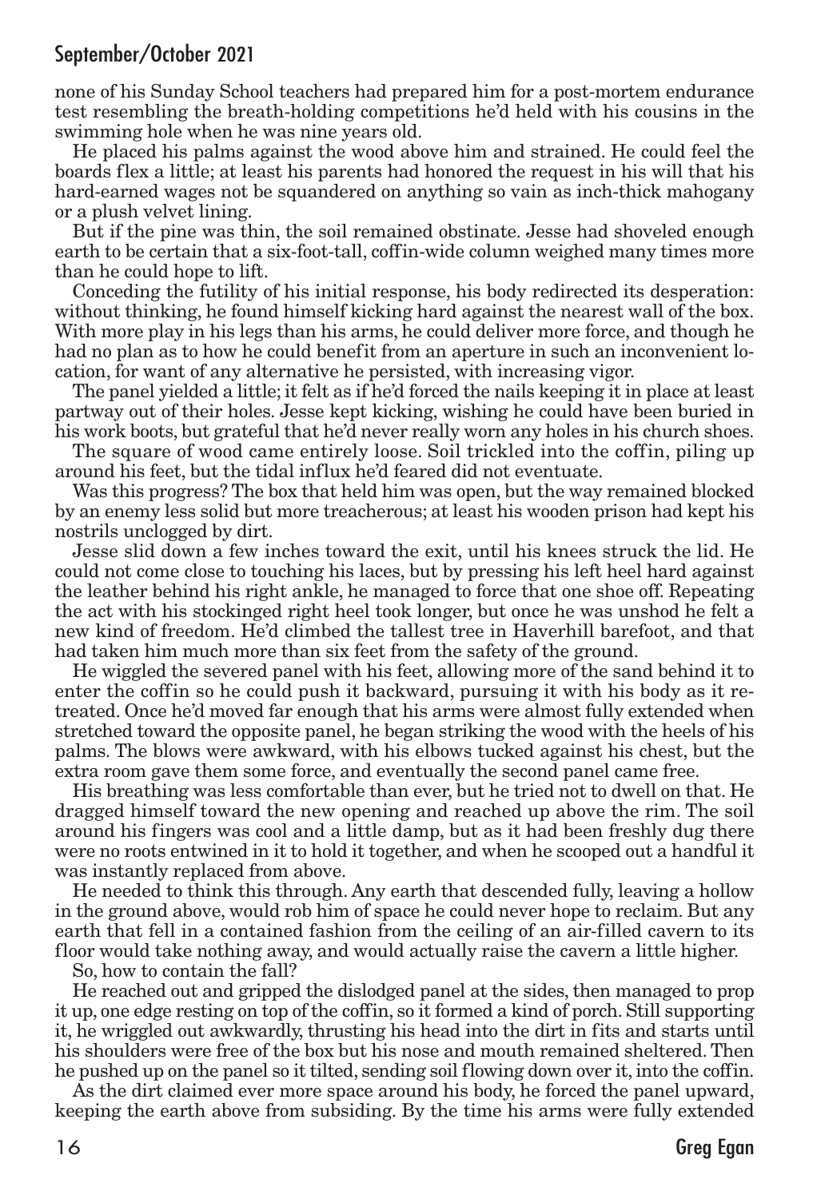none of his Sunday School teachers had prepared him for a post-mortem endurance test resembling the breath-holding competitions he'd held with his cousins in the swimming hole when he was nine years old.

He placed his palms against the wood above him and strained. He could feel the boards flex a little; at least his parents had honored the request in his will that his hard-earned wages not be squandered on anything so vain as inch-thick mahogany or a plush velvet lining.

But if the pine was thin, the soil remained obstinate. Jesse had shoveled enough earth to be certain that a six-foot-tall, coffin-wide column weighed many times more than he could hope to lift.

Conceding the futility of his initial response, his body redirected its desperation: without thinking, he found himself kicking hard against the nearest wall of the box. With more play in his legs than his arms, he could deliver more force, and though he had no plan as to how he could benefit from an aperture in such an inconvenient location, for want of any alternative he persisted, with increasing vigor.

The panel yielded a little; it felt as if he'd forced the nails keeping it in place at least partway out of their holes. Jesse kept kicking, wishing he could have been buried in his work boots, but grateful that he'd never really worn any holes in his church shoes.

The square of wood came entirely loose. Soil trickled into the coffin, piling up around his feet, but the tidal influx he'd feared did not eventuate.

Was this progress? The box that held him was open, but the way remained blocked by an enemy less solid but more treacherous; at least his wooden prison had kept his nostrils unclogged by dirt.

Jesse slid down a few inches toward the exit, until his knees struck the lid. He could not come close to touching his laces, but by pressing his left heel hard against the leather behind his right ankle, he managed to force that one shoe off. Repeating the act with his stockinged right heel took longer, but once he was unshod he felt a new kind of freedom. He'd climbed the tallest tree in Haverhill barefoot, and that had taken him much more than six feet from the safety of the ground.

He wiggled the severed panel with his feet, allowing more of the sand behind it to enter the coffin so he could push it backward, pursuing it with his body as it retreated. Once he'd moved far enough that his arms were almost fully extended when stretched toward the opposite panel, he began striking the wood with the heels of his palms. The blows were awkward, with his elbows tucked against his chest, but the extra room gave them some force, and eventually the second panel came free.

His breathing was less comfortable than ever, but he tried not to dwell on that. He dragged himself toward the new opening and reached up above the rim. The soil around his fingers was cool and a little damp, but as it had been freshly dug there were no roots entwined in it to hold it together, and when he scooped out a handful it was instantly replaced from above.

He needed to think this through. Any earth that descended fully, leaving a hollow in the ground above, would rob him of space he could never hope to reclaim. But any earth that fell in a contained fashion from the ceiling of an air-filled cavern to its floor would take nothing away, and would actually raise the cavern a little higher.

So, how to contain the fall?

He reached out and gripped the dislodged panel at the sides, then managed to prop it up, one edge resting on top of the coffin, so it formed a kind of porch. Still supporting it, he wriggled out awkwardly, thrusting his head into the dirt in fits and starts until his shoulders were free of the box but his nose and mouth remained sheltered. Then he pushed up on the panel so it tilted, sending soil flowing down over it, into the coffin.

As the dirt claimed ever more space around his body, he forced the panel upward, keeping the earth above from subsiding. By the time his arms were fully extended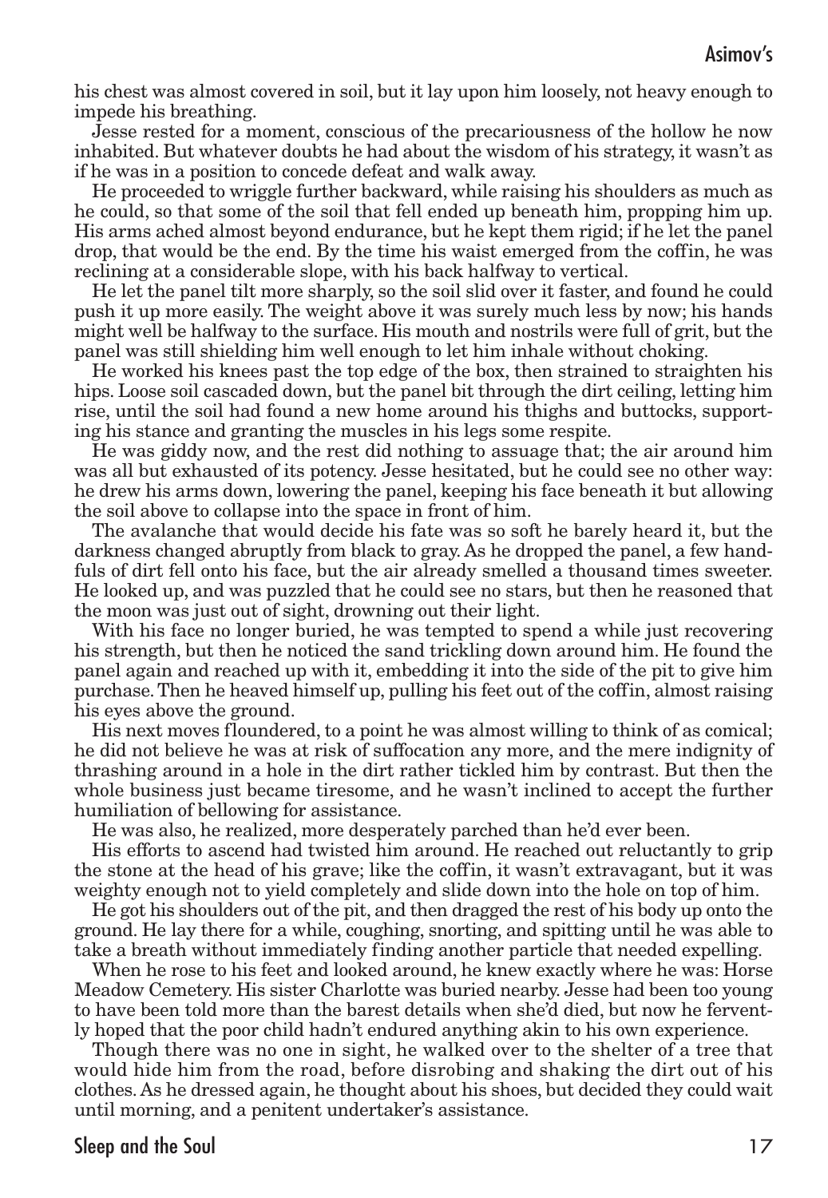his chest was almost covered in soil, but it lay upon him loosely, not heavy enough to impede his breathing.

Jesse rested for a moment, conscious of the precariousness of the hollow he now inhabited. But whatever doubts he had about the wisdom of his strategy, it wasn't as if he was in a position to concede defeat and walk away.

He proceeded to wriggle further backward, while raising his shoulders as much as he could, so that some of the soil that fell ended up beneath him, propping him up. His arms ached almost beyond endurance, but he kept them rigid; if he let the panel drop, that would be the end. By the time his waist emerged from the coffin, he was reclining at a considerable slope, with his back halfway to vertical.

He let the panel tilt more sharply, so the soil slid over it faster, and found he could push it up more easily. The weight above it was surely much less by now; his hands might well be halfway to the surface. His mouth and nostrils were full of grit, but the panel was still shielding him well enough to let him inhale without choking.

He worked his knees past the top edge of the box, then strained to straighten his hips. Loose soil cascaded down, but the panel bit through the dirt ceiling, letting him rise, until the soil had found a new home around his thighs and buttocks, supporting his stance and granting the muscles in his legs some respite.

He was giddy now, and the rest did nothing to assuage that; the air around him was all but exhausted of its potency. Jesse hesitated, but he could see no other way: he drew his arms down, lowering the panel, keeping his face beneath it but allowing the soil above to collapse into the space in front of him.

The avalanche that would decide his fate was so soft he barely heard it, but the darkness changed abruptly from black to gray. As he dropped the panel, a few handfuls of dirt fell onto his face, but the air already smelled a thousand times sweeter. He looked up, and was puzzled that he could see no stars, but then he reasoned that the moon was just out of sight, drowning out their light.

With his face no longer buried, he was tempted to spend a while just recovering his strength, but then he noticed the sand trickling down around him. He found the panel again and reached up with it, embedding it into the side of the pit to give him purchase. Then he heaved himself up, pulling his feet out of the coffin, almost raising his eyes above the ground.

His next moves floundered, to a point he was almost willing to think of as comical; he did not believe he was at risk of suffocation any more, and the mere indignity of thrashing around in a hole in the dirt rather tickled him by contrast. But then the whole business just became tiresome, and he wasn't inclined to accept the further humiliation of bellowing for assistance.

He was also, he realized, more desperately parched than he'd ever been.

His efforts to ascend had twisted him around. He reached out reluctantly to grip the stone at the head of his grave; like the coffin, it wasn't extravagant, but it was weighty enough not to yield completely and slide down into the hole on top of him.

He got his shoulders out of the pit, and then dragged the rest of his body up onto the ground. He lay there for a while, coughing, snorting, and spitting until he was able to take a breath without immediately finding another particle that needed expelling.

When he rose to his feet and looked around, he knew exactly where he was: Horse Meadow Cemetery. His sister Charlotte was buried nearby. Jesse had been too young to have been told more than the barest details when she'd died, but now he fervently hoped that the poor child hadn't endured anything akin to his own experience.

Though there was no one in sight, he walked over to the shelter of a tree that would hide him from the road, before disrobing and shaking the dirt out of his clothes. As he dressed again, he thought about his shoes, but decided they could wait until morning, and a penitent undertaker's assistance.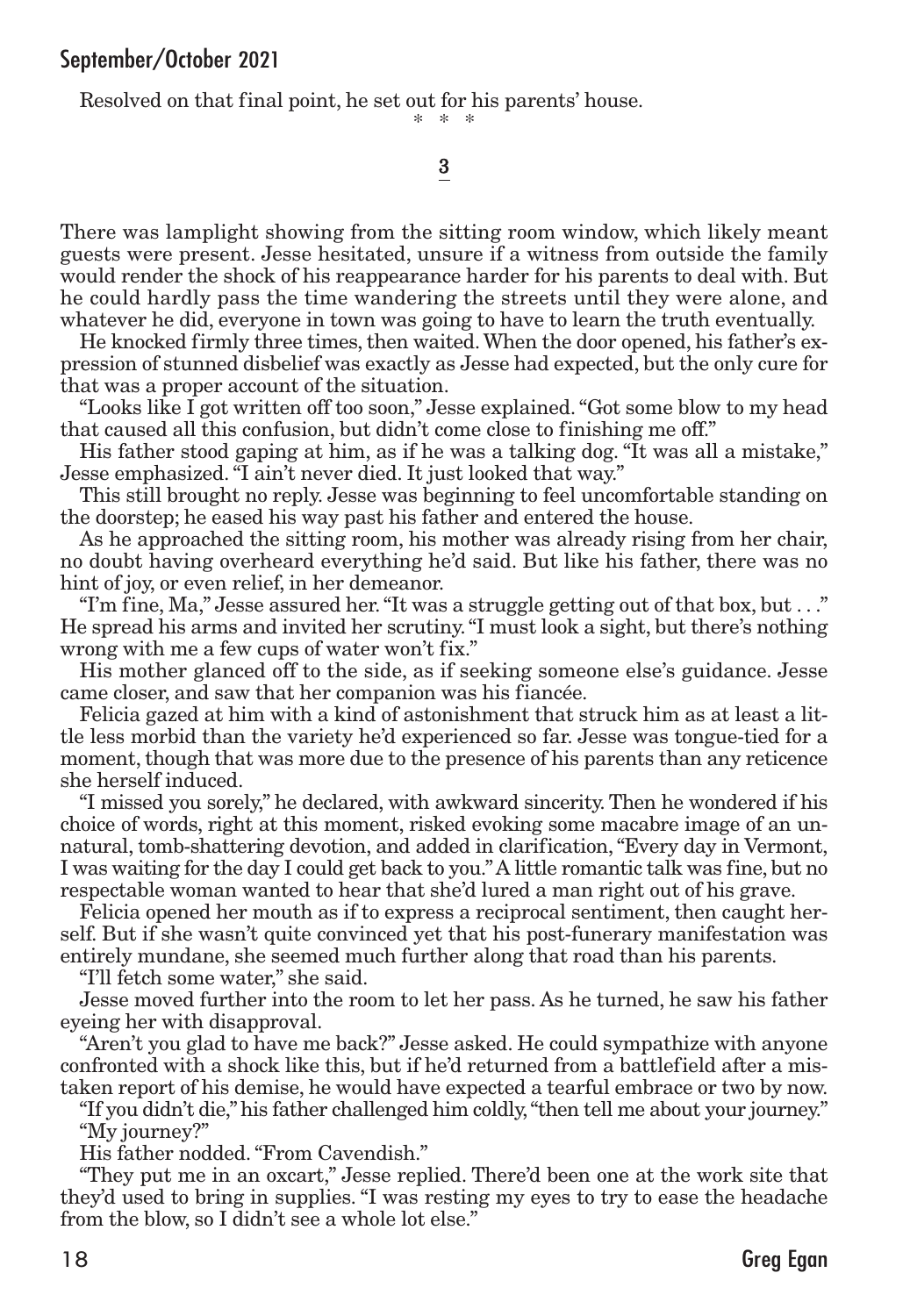Resolved on that final point, he set out for his parents' house.

\* \* \*

## 3

There was lamplight showing from the sitting room window, which likely meant guests were present. Jesse hesitated, unsure if a witness from outside the family would render the shock of his reappearance harder for his parents to deal with. But he could hardly pass the time wandering the streets until they were alone, and whatever he did, everyone in town was going to have to learn the truth eventually.

He knocked firmly three times, then waited. When the door opened, his father's expression of stunned disbelief was exactly as Jesse had expected, but the only cure for that was a proper account of the situation.

"Looks like I got written off too soon," Jesse explained. "Got some blow to my head that caused all this confusion, but didn't come close to finishing me off."

His father stood gaping at him, as if he was a talking dog. "It was all a mistake," Jesse emphasized. "I ain't never died. It just looked that way."

This still brought no reply. Jesse was beginning to feel uncomfortable standing on the doorstep; he eased his way past his father and entered the house.

As he approached the sitting room, his mother was already rising from her chair, no doubt having overheard everything he'd said. But like his father, there was no hint of joy, or even relief, in her demeanor.

"I'm fine, Ma," Jesse assured her. "It was a struggle getting out of that box, but . . ." He spread his arms and invited her scrutiny. "I must look a sight, but there's nothing wrong with me a few cups of water won't fix."

His mother glanced off to the side, as if seeking someone else's guidance. Jesse came closer, and saw that her companion was his fiancée.

Felicia gazed at him with a kind of astonishment that struck him as at least a little less morbid than the variety he'd experienced so far. Jesse was tongue-tied for a moment, though that was more due to the presence of his parents than any reticence she herself induced.

"I missed you sorely," he declared, with awkward sincerity. Then he wondered if his choice of words, right at this moment, risked evoking some macabre image of an unnatural, tomb-shattering devotion, and added in clarification, "Every day in Vermont, I was waiting for the day I could get back to you." A little romantic talk was fine, but no respectable woman wanted to hear that she'd lured a man right out of his grave.

Felicia opened her mouth as if to express a reciprocal sentiment, then caught herself. But if she wasn't quite convinced yet that his post-funerary manifestation was entirely mundane, she seemed much further along that road than his parents.

"I'll fetch some water," she said.

Jesse moved further into the room to let her pass. As he turned, he saw his father eyeing her with disapproval.

"Aren't you glad to have me back?" Jesse asked. He could sympathize with anyone confronted with a shock like this, but if he'd returned from a battlefield after a mistaken report of his demise, he would have expected a tearful embrace or two by now.

"If you didn't die," his father challenged him coldly, "then tell me about your journey."

"My journey?"

His father nodded. "From Cavendish."

"They put me in an oxcart," Jesse replied. There'd been one at the work site that they'd used to bring in supplies. "I was resting my eyes to try to ease the headache from the blow, so I didn't see a whole lot else."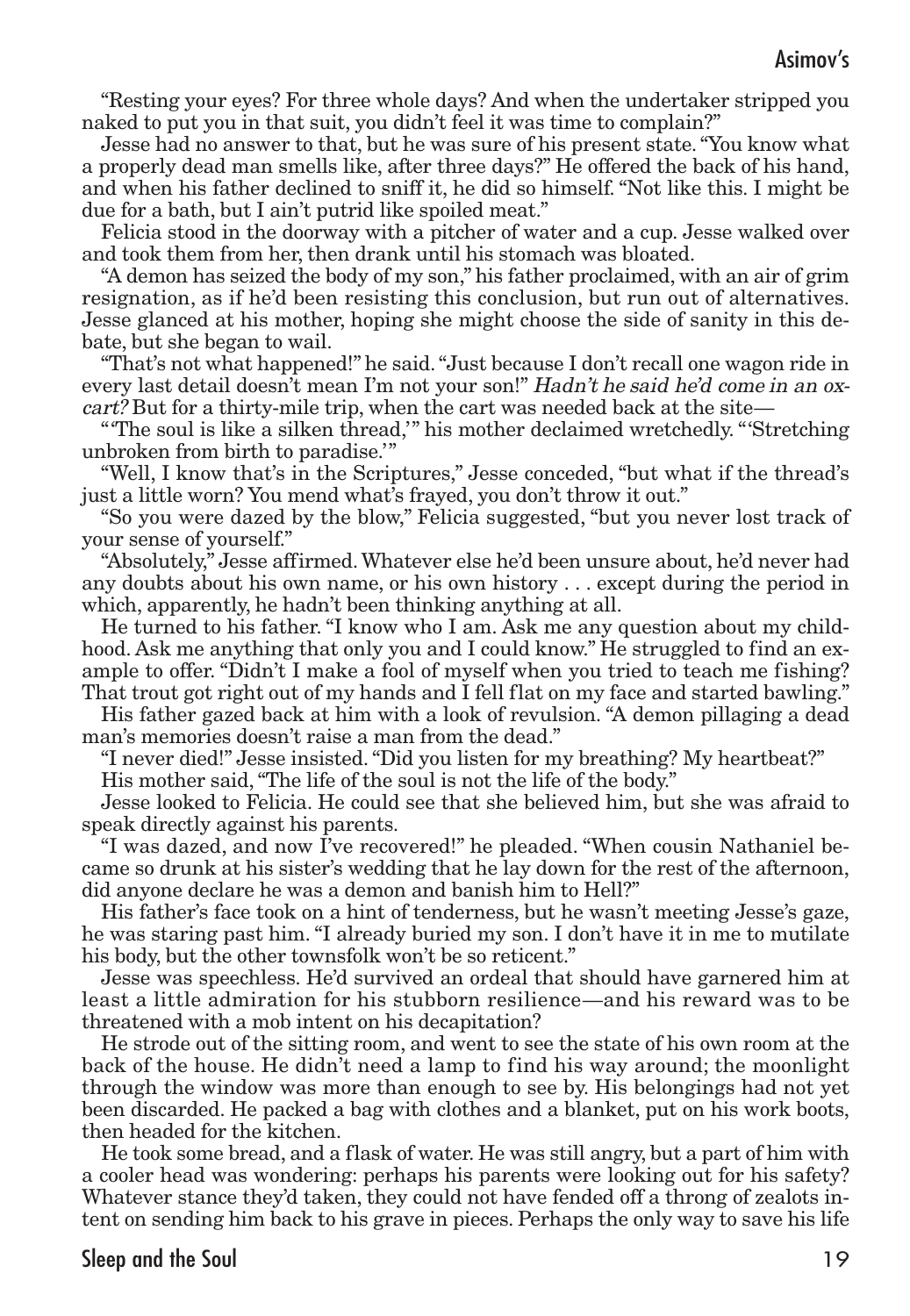"Resting your eyes? For three whole days? And when the undertaker stripped you naked to put you in that suit, you didn't feel it was time to complain?"

Jesse had no answer to that, but he was sure of his present state. "You know what a properly dead man smells like, after three days?" He offered the back of his hand, and when his father declined to sniff it, he did so himself. "Not like this. I might be due for a bath, but I ain't putrid like spoiled meat."

Felicia stood in the doorway with a pitcher of water and a cup. Jesse walked over and took them from her, then drank until his stomach was bloated.

"A demon has seized the body of my son," his father proclaimed, with an air of grim resignation, as if he'd been resisting this conclusion, but run out of alternatives. Jesse glanced at his mother, hoping she might choose the side of sanity in this debate, but she began to wail.

"That's not what happened!" he said. "Just because I don't recall one wagon ride in every last detail doesn't mean I'm not your son!" *Hadn't he said he'd come in an ox-cart?* But for a thirty-mile trip, when the cart was needed back at the site—

"'The soul is like a silken thread,'" his mother declaimed wretchedly. "'Stretching unbroken from birth to paradise.'"

"Well, I know that's in the Scriptures," Jesse conceded, "but what if the thread's just a little worn? You mend what's frayed, you don't throw it out."

"So you were dazed by the blow," Felicia suggested, "but you never lost track of your sense of yourself."

"Absolutely," Jesse affirmed. Whatever else he'd been unsure about, he'd never had any doubts about his own name, or his own history . . . except during the period in which, apparently, he hadn't been thinking anything at all.

He turned to his father. "I know who I am. Ask me any question about my childhood. Ask me anything that only you and I could know." He struggled to find an example to offer. "Didn't I make a fool of myself when you tried to teach me fishing? That trout got right out of my hands and I fell flat on my face and started bawling."

His father gazed back at him with a look of revulsion. "A demon pillaging a dead man's memories doesn't raise a man from the dead."

"I never died!" Jesse insisted. "Did you listen for my breathing? My heartbeat?"

His mother said, "The life of the soul is not the life of the body."

Jesse looked to Felicia. He could see that she believed him, but she was afraid to speak directly against his parents.

"I was dazed, and now I've recovered!" he pleaded. "When cousin Nathaniel became so drunk at his sister's wedding that he lay down for the rest of the afternoon, did anyone declare he was a demon and banish him to Hell?"

His father's face took on a hint of tenderness, but he wasn't meeting Jesse's gaze, he was staring past him. "I already buried my son. I don't have it in me to mutilate his body, but the other townsfolk won't be so reticent."

Jesse was speechless. He'd survived an ordeal that should have garnered him at least a little admiration for his stubborn resilience—and his reward was to be threatened with a mob intent on his decapitation?

He strode out of the sitting room, and went to see the state of his own room at the back of the house. He didn't need a lamp to find his way around; the moonlight through the window was more than enough to see by. His belongings had not yet been discarded. He packed a bag with clothes and a blanket, put on his work boots, then headed for the kitchen.

He took some bread, and a flask of water. He was still angry, but a part of him with a cooler head was wondering: perhaps his parents were looking out for his safety? Whatever stance they'd taken, they could not have fended off a throng of zealots intent on sending him back to his grave in pieces. Perhaps the only way to save his life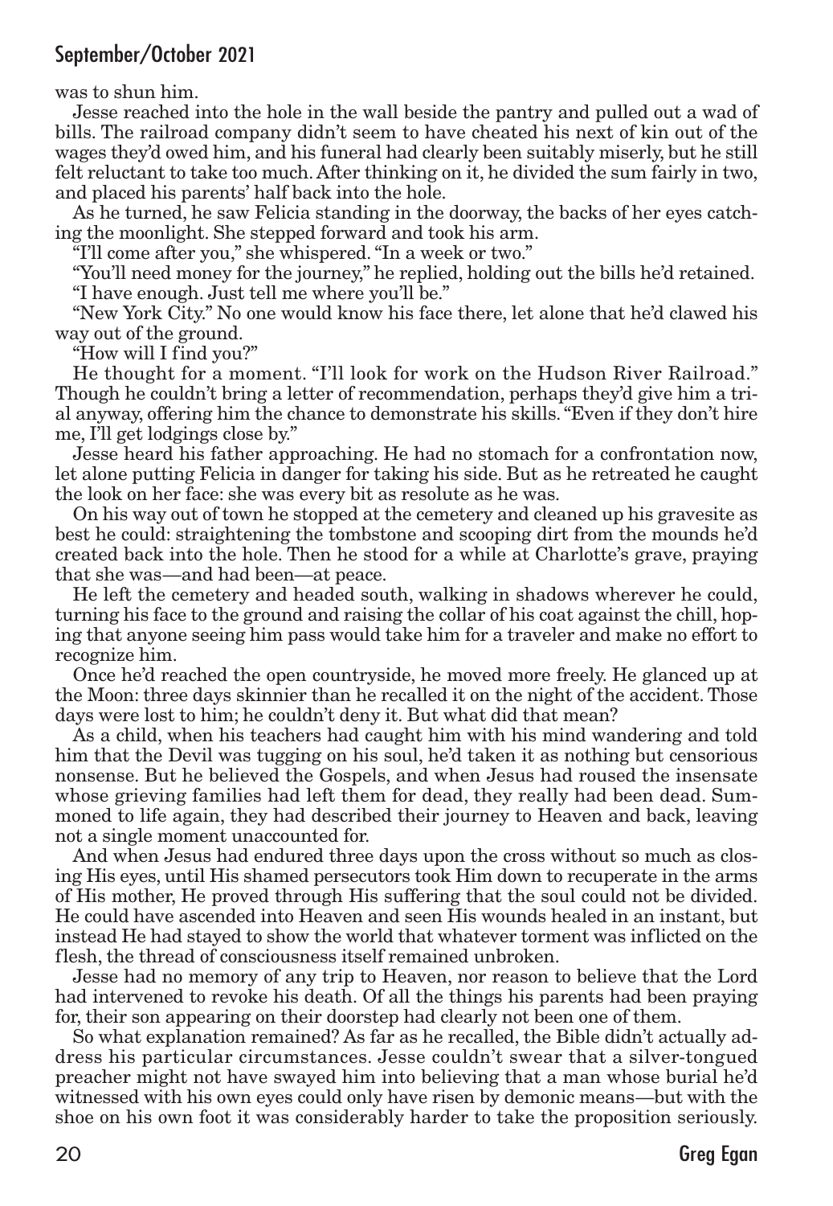was to shun him.

Jesse reached into the hole in the wall beside the pantry and pulled out a wad of bills. The railroad company didn't seem to have cheated his next of kin out of the wages they'd owed him, and his funeral had clearly been suitably miserly, but he still felt reluctant to take too much. After thinking on it, he divided the sum fairly in two, and placed his parents' half back into the hole.

As he turned, he saw Felicia standing in the doorway, the backs of her eyes catching the moonlight. She stepped forward and took his arm.

"I'll come after you," she whispered. "In a week or two."

"You'll need money for the journey," he replied, holding out the bills he'd retained.

"I have enough. Just tell me where you'll be."

"New York City." No one would know his face there, let alone that he'd clawed his way out of the ground.

"How will I find you?"

He thought for a moment. "I'll look for work on the Hudson River Railroad." Though he couldn't bring a letter of recommendation, perhaps they'd give him a trial anyway, offering him the chance to demonstrate his skills. "Even if they don't hire me, I'll get lodgings close by."

Jesse heard his father approaching. He had no stomach for a confrontation now, let alone putting Felicia in danger for taking his side. But as he retreated he caught the look on her face: she was every bit as resolute as he was.

On his way out of town he stopped at the cemetery and cleaned up his gravesite as best he could: straightening the tombstone and scooping dirt from the mounds he'd created back into the hole. Then he stood for a while at Charlotte's grave, praying that she was—and had been—at peace.

He left the cemetery and headed south, walking in shadows wherever he could, turning his face to the ground and raising the collar of his coat against the chill, hoping that anyone seeing him pass would take him for a traveler and make no effort to recognize him.

Once he'd reached the open countryside, he moved more freely. He glanced up at the Moon: three days skinnier than he recalled it on the night of the accident. Those days were lost to him; he couldn't deny it. But what did that mean?

As a child, when his teachers had caught him with his mind wandering and told him that the Devil was tugging on his soul, he'd taken it as nothing but censorious nonsense. But he believed the Gospels, and when Jesus had roused the insensate whose grieving families had left them for dead, they really had been dead. Summoned to life again, they had described their journey to Heaven and back, leaving not a single moment unaccounted for.

And when Jesus had endured three days upon the cross without so much as closing His eyes, until His shamed persecutors took Him down to recuperate in the arms of His mother, He proved through His suffering that the soul could not be divided. He could have ascended into Heaven and seen His wounds healed in an instant, but instead He had stayed to show the world that whatever torment was inflicted on the flesh, the thread of consciousness itself remained unbroken.

Jesse had no memory of any trip to Heaven, nor reason to believe that the Lord had intervened to revoke his death. Of all the things his parents had been praying for, their son appearing on their doorstep had clearly not been one of them.

So what explanation remained? As far as he recalled, the Bible didn't actually address his particular circumstances. Jesse couldn't swear that a silver-tongued preacher might not have swayed him into believing that a man whose burial he'd witnessed with his own eyes could only have risen by demonic means—but with the shoe on his own foot it was considerably harder to take the proposition seriously.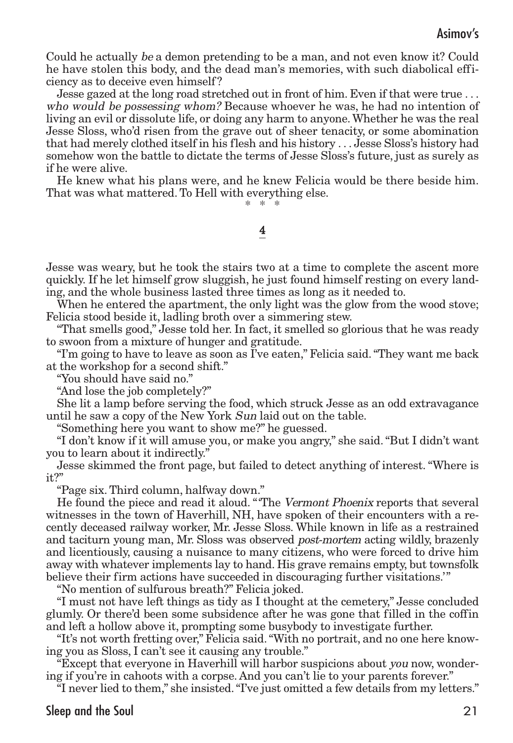Could he actually *be* a demon pretending to be a man, and not even know it? Could he have stolen this body, and the dead man's memories, with such diabolical efficiency as to deceive even himself?

Jesse gazed at the long road stretched out in front of him. Even if that were true . . . *who would be possessing whom?* Because whoever he was, he had no intention of living an evil or dissolute life, or doing any harm to anyone. Whether he was the real Jesse Sloss, who'd risen from the grave out of sheer tenacity, or some abomination that had merely clothed itself in his flesh and his history . . . Jesse Sloss's history had somehow won the battle to dictate the terms of Jesse Sloss's future, just as surely as if he were alive.

He knew what his plans were, and he knew Felicia would be there beside him. That was what mattered. To Hell with everything else.

\* \* \*

## 4

Jesse was weary, but he took the stairs two at a time to complete the ascent more quickly. If he let himself grow sluggish, he just found himself resting on every landing, and the whole business lasted three times as long as it needed to.

When he entered the apartment, the only light was the glow from the wood stove; Felicia stood beside it, ladling broth over a simmering stew.

"That smells good," Jesse told her. In fact, it smelled so glorious that he was ready to swoon from a mixture of hunger and gratitude.

"I'm going to have to leave as soon as I've eaten," Felicia said. "They want me back at the workshop for a second shift."

"You should have said no."

"And lose the job completely?"

She lit a lamp before serving the food, which struck Jesse as an odd extravagance until he saw a copy of the New York *Sun* laid out on the table.

"Something here you want to show me?" he guessed.

"I don't know if it will amuse you, or make you angry," she said. "But I didn't want you to learn about it indirectly."

Jesse skimmed the front page, but failed to detect anything of interest. "Where is it?"

"Page six. Third column, halfway down."

He found the piece and read it aloud. "'The *Vermont Phoenix* reports that several witnesses in the town of Haverhill, NH, have spoken of their encounters with a recently deceased railway worker, Mr. Jesse Sloss. While known in life as a restrained and taciturn young man, Mr. Sloss was observed *post-mortem* acting wildly, brazenly and licentiously, causing a nuisance to many citizens, who were forced to drive him away with whatever implements lay to hand. His grave remains empty, but townsfolk believe their firm actions have succeeded in discouraging further visitations.'"

"No mention of sulfurous breath?" Felicia joked.

"I must not have left things as tidy as I thought at the cemetery," Jesse concluded glumly. Or there'd been some subsidence after he was gone that filled in the coffin and left a hollow above it, prompting some busybody to investigate further.

"It's not worth fretting over," Felicia said. "With no portrait, and no one here knowing you as Sloss, I can't see it causing any trouble."

"Except that everyone in Haverhill will harbor suspicions about *you* now, wondering if you're in cahoots with a corpse. And you can't lie to your parents forever."

"I never lied to them," she insisted. "I've just omitted a few details from my letters."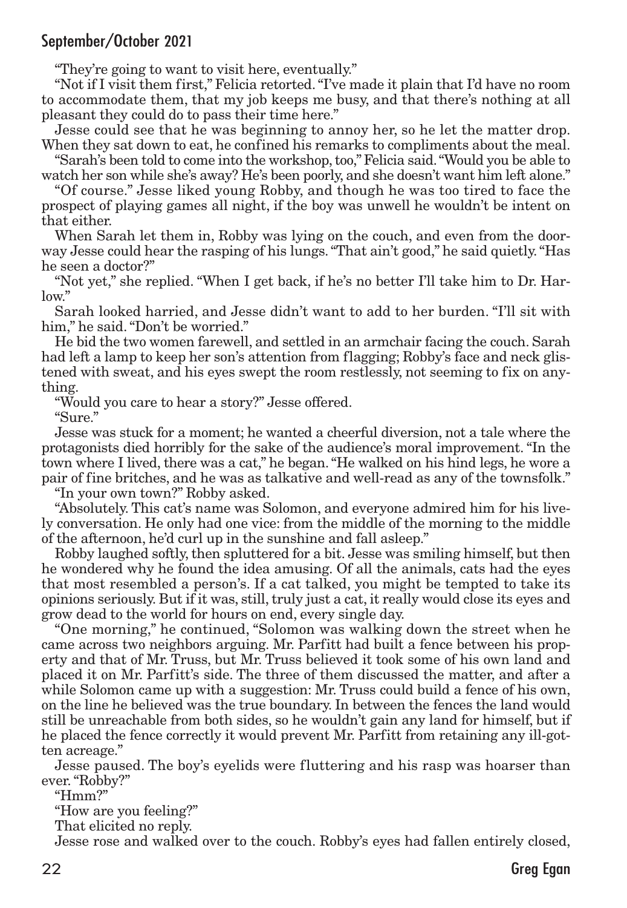"They're going to want to visit here, eventually."

"Not if I visit them first," Felicia retorted. "I've made it plain that I'd have no room to accommodate them, that my job keeps me busy, and that there's nothing at all pleasant they could do to pass their time here."

Jesse could see that he was beginning to annoy her, so he let the matter drop. When they sat down to eat, he confined his remarks to compliments about the meal.

"Sarah's been told to come into the workshop, too," Felicia said. "Would you be able to watch her son while she's away? He's been poorly, and she doesn't want him left alone."

"Of course." Jesse liked young Robby, and though he was too tired to face the prospect of playing games all night, if the boy was unwell he wouldn't be intent on that either.

When Sarah let them in, Robby was lying on the couch, and even from the doorway Jesse could hear the rasping of his lungs. "That ain't good," he said quietly. "Has he seen a doctor?"

"Not yet," she replied. "When I get back, if he's no better I'll take him to Dr. Harlow."

Sarah looked harried, and Jesse didn't want to add to her burden. "I'll sit with him," he said. "Don't be worried."

He bid the two women farewell, and settled in an armchair facing the couch. Sarah had left a lamp to keep her son's attention from flagging; Robby's face and neck glistened with sweat, and his eyes swept the room restlessly, not seeming to fix on anything.

"Would you care to hear a story?" Jesse offered.

"Sure."

Jesse was stuck for a moment; he wanted a cheerful diversion, not a tale where the protagonists died horribly for the sake of the audience's moral improvement. "In the town where I lived, there was a cat," he began. "He walked on his hind legs, he wore a pair of fine britches, and he was as talkative and well-read as any of the townsfolk."

"In your own town?" Robby asked.

"Absolutely. This cat's name was Solomon, and everyone admired him for his lively conversation. He only had one vice: from the middle of the morning to the middle of the afternoon, he'd curl up in the sunshine and fall asleep."

Robby laughed softly, then spluttered for a bit. Jesse was smiling himself, but then he wondered why he found the idea amusing. Of all the animals, cats had the eyes that most resembled a person's. If a cat talked, you might be tempted to take its opinions seriously. But if it was, still, truly just a cat, it really would close its eyes and grow dead to the world for hours on end, every single day.

"One morning," he continued, "Solomon was walking down the street when he came across two neighbors arguing. Mr. Parfitt had built a fence between his property and that of Mr. Truss, but Mr. Truss believed it took some of his own land and placed it on Mr. Parfitt's side. The three of them discussed the matter, and after a while Solomon came up with a suggestion: Mr. Truss could build a fence of his own, on the line he believed was the true boundary. In between the fences the land would still be unreachable from both sides, so he wouldn't gain any land for himself, but if he placed the fence correctly it would prevent Mr. Parfitt from retaining any ill-gotten acreage."

Jesse paused. The boy's eyelids were fluttering and his rasp was hoarser than ever. "Robby?"

"Hmm?"

"How are you feeling?"

That elicited no reply.

Jesse rose and walked over to the couch. Robby's eyes had fallen entirely closed,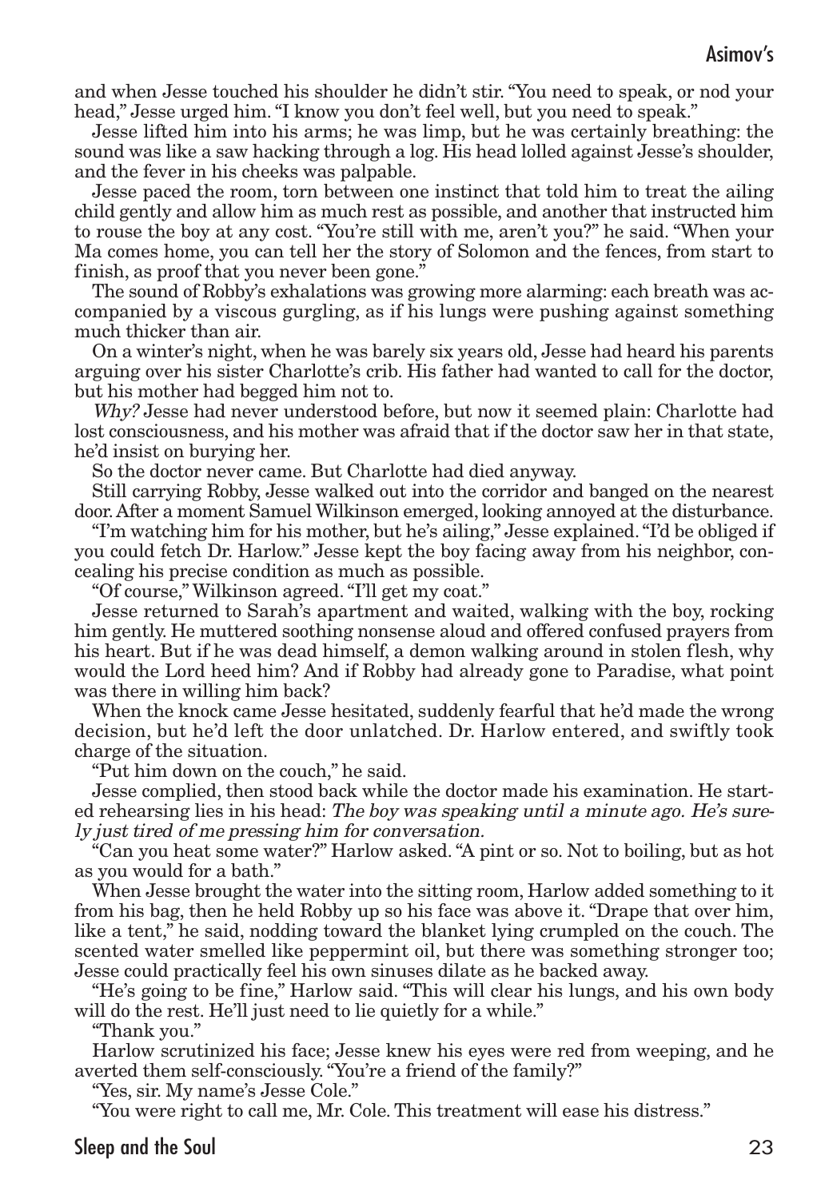and when Jesse touched his shoulder he didn't stir. "You need to speak, or nod your head," Jesse urged him. "I know you don't feel well, but you need to speak."

Jesse lifted him into his arms; he was limp, but he was certainly breathing: the sound was like a saw hacking through a log. His head lolled against Jesse's shoulder, and the fever in his cheeks was palpable.

Jesse paced the room, torn between one instinct that told him to treat the ailing child gently and allow him as much rest as possible, and another that instructed him to rouse the boy at any cost. "You're still with me, aren't you?" he said. "When your Ma comes home, you can tell her the story of Solomon and the fences, from start to finish, as proof that you never been gone."

The sound of Robby's exhalations was growing more alarming: each breath was accompanied by a viscous gurgling, as if his lungs were pushing against something much thicker than air.

On a winter's night, when he was barely six years old, Jesse had heard his parents arguing over his sister Charlotte's crib. His father had wanted to call for the doctor, but his mother had begged him not to.

*Why?* Jesse had never understood before, but now it seemed plain: Charlotte had lost consciousness, and his mother was afraid that if the doctor saw her in that state, he'd insist on burying her.

So the doctor never came. But Charlotte had died anyway.

Still carrying Robby, Jesse walked out into the corridor and banged on the nearest door. After a moment Samuel Wilkinson emerged, looking annoyed at the disturbance.

"I'm watching him for his mother, but he's ailing," Jesse explained. "I'd be obliged if you could fetch Dr. Harlow." Jesse kept the boy facing away from his neighbor, concealing his precise condition as much as possible.

"Of course," Wilkinson agreed. "I'll get my coat."

Jesse returned to Sarah's apartment and waited, walking with the boy, rocking him gently. He muttered soothing nonsense aloud and offered confused prayers from his heart. But if he was dead himself, a demon walking around in stolen flesh, why would the Lord heed him? And if Robby had already gone to Paradise, what point was there in willing him back?

When the knock came Jesse hesitated, suddenly fearful that he'd made the wrong decision, but he'd left the door unlatched. Dr. Harlow entered, and swiftly took charge of the situation.

"Put him down on the couch," he said.

Jesse complied, then stood back while the doctor made his examination. He started rehearsing lies in his head: *The boy was speaking until a minute ago. He's surely just tired of me pressing him for conversation.*

"Can you heat some water?" Harlow asked. "A pint or so. Not to boiling, but as hot as you would for a bath."

When Jesse brought the water into the sitting room, Harlow added something to it from his bag, then he held Robby up so his face was above it. "Drape that over him, like a tent," he said, nodding toward the blanket lying crumpled on the couch. The scented water smelled like peppermint oil, but there was something stronger too; Jesse could practically feel his own sinuses dilate as he backed away.

"He's going to be fine," Harlow said. "This will clear his lungs, and his own body will do the rest. He'll just need to lie quietly for a while."

"Thank you."

Harlow scrutinized his face; Jesse knew his eyes were red from weeping, and he averted them self-consciously. "You're a friend of the family?"

"Yes, sir. My name's Jesse Cole."

"You were right to call me, Mr. Cole. This treatment will ease his distress."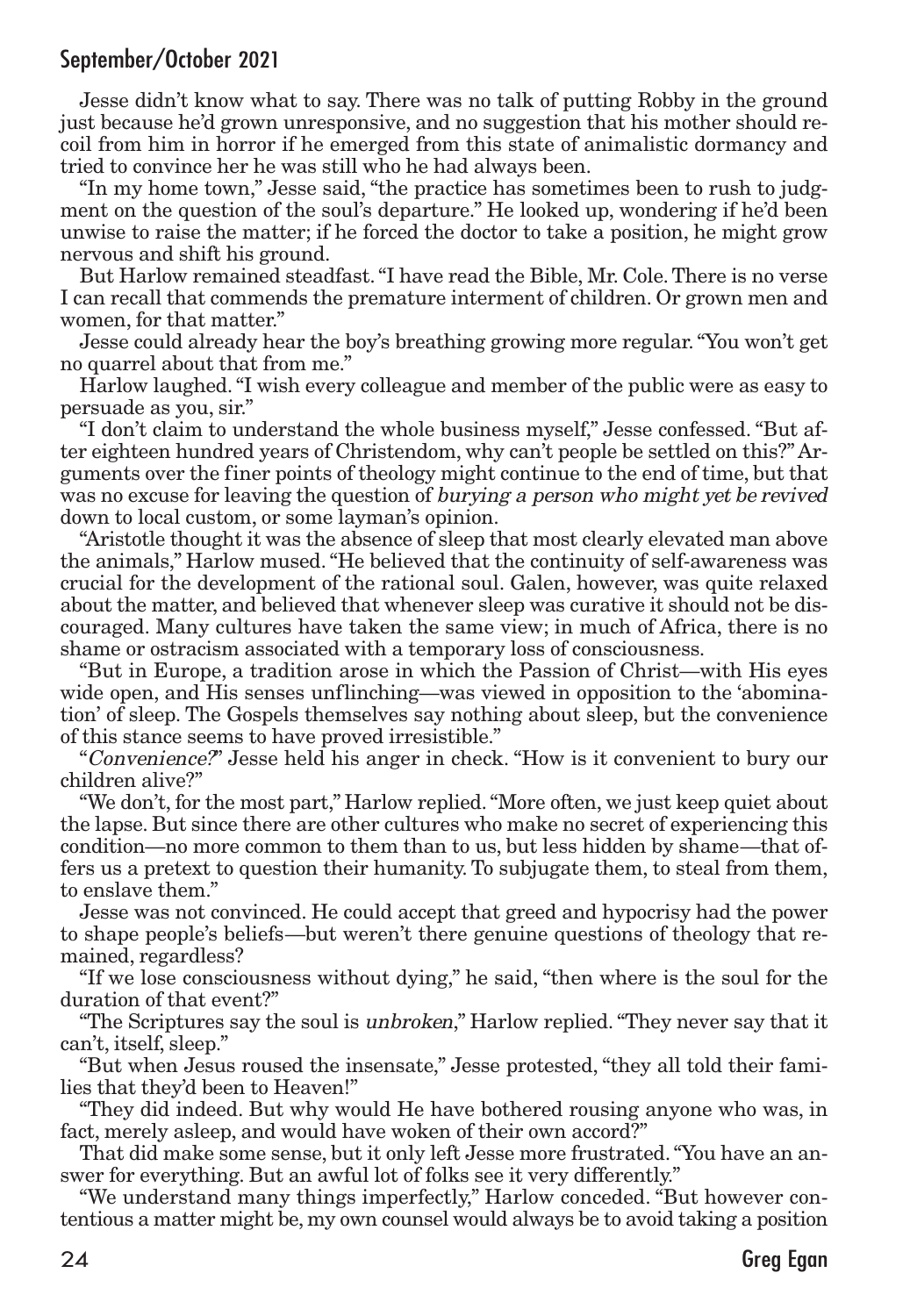Jesse didn't know what to say. There was no talk of putting Robby in the ground just because he'd grown unresponsive, and no suggestion that his mother should recoil from him in horror if he emerged from this state of animalistic dormancy and tried to convince her he was still who he had always been.

"In my home town," Jesse said, "the practice has sometimes been to rush to judgment on the question of the soul's departure." He looked up, wondering if he'd been unwise to raise the matter; if he forced the doctor to take a position, he might grow nervous and shift his ground.

But Harlow remained steadfast. "I have read the Bible, Mr. Cole. There is no verse I can recall that commends the premature interment of children. Or grown men and women, for that matter."

Jesse could already hear the boy's breathing growing more regular. "You won't get no quarrel about that from me."

Harlow laughed. "I wish every colleague and member of the public were as easy to persuade as you, sir."

"I don't claim to understand the whole business myself," Jesse confessed. "But after eighteen hundred years of Christendom, why can't people be settled on this?" Arguments over the finer points of theology might continue to the end of time, but that was no excuse for leaving the question of *burying a person who might yet be revived* down to local custom, or some layman's opinion.

"Aristotle thought it was the absence of sleep that most clearly elevated man above the animals," Harlow mused. "He believed that the continuity of self-awareness was crucial for the development of the rational soul. Galen, however, was quite relaxed about the matter, and believed that whenever sleep was curative it should not be discouraged. Many cultures have taken the same view; in much of Africa, there is no shame or ostracism associated with a temporary loss of consciousness.

"But in Europe, a tradition arose in which the Passion of Christ—with His eyes wide open, and His senses unflinching—was viewed in opposition to the 'abomination' of sleep. The Gospels themselves say nothing about sleep, but the convenience of this stance seems to have proved irresistible."

"*Convenience?*" Jesse held his anger in check. "How is it convenient to bury our children alive?"

"We don't, for the most part," Harlow replied. "More often, we just keep quiet about the lapse. But since there are other cultures who make no secret of experiencing this condition—no more common to them than to us, but less hidden by shame—that offers us a pretext to question their humanity. To subjugate them, to steal from them, to enslave them."

Jesse was not convinced. He could accept that greed and hypocrisy had the power to shape people's beliefs—but weren't there genuine questions of theology that remained, regardless?

"If we lose consciousness without dying," he said, "then where is the soul for the duration of that event?"

"The Scriptures say the soul is *unbroken*," Harlow replied. "They never say that it can't, itself, sleep."

"But when Jesus roused the insensate," Jesse protested, "they all told their families that they'd been to Heaven!"

"They did indeed. But why would He have bothered rousing anyone who was, in fact, merely asleep, and would have woken of their own accord?"

That did make some sense, but it only left Jesse more frustrated. "You have an answer for everything. But an awful lot of folks see it very differently."

"We understand many things imperfectly," Harlow conceded. "But however contentious a matter might be, my own counsel would always be to avoid taking a position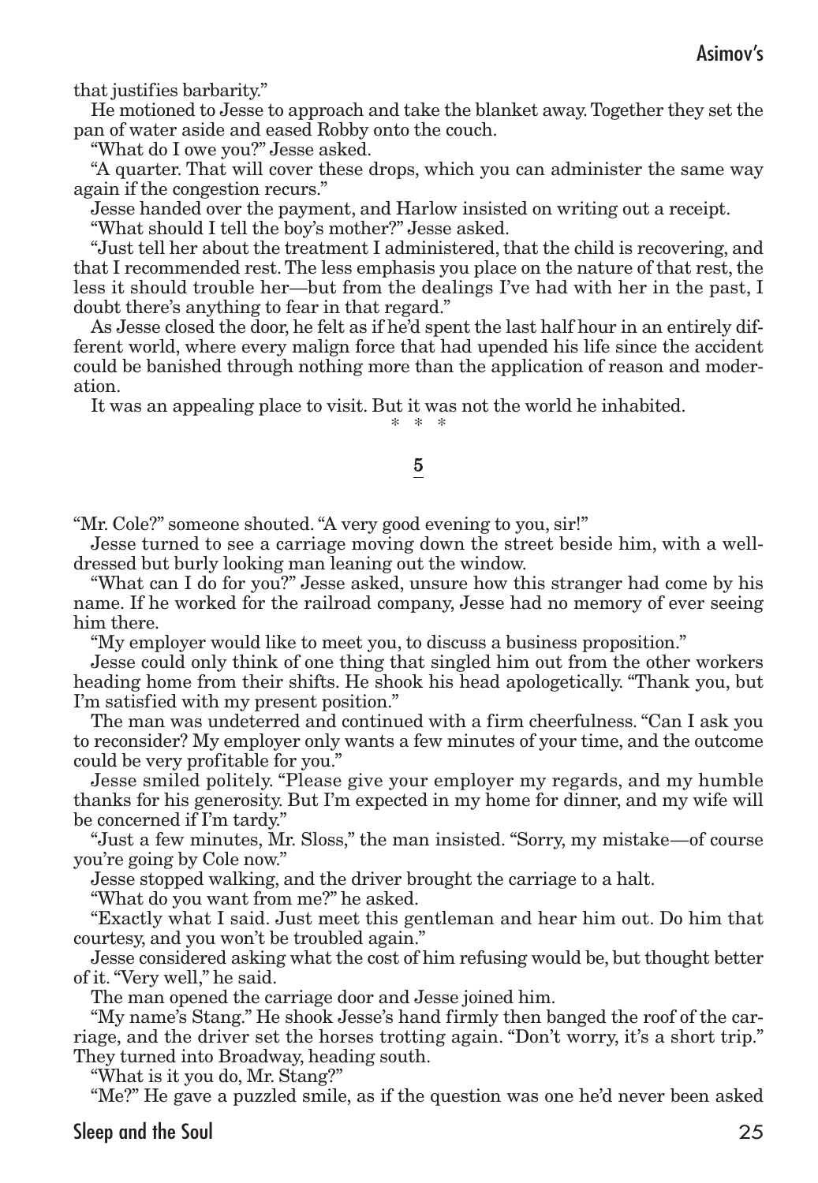that justifies barbarity."

He motioned to Jesse to approach and take the blanket away. Together they set the pan of water aside and eased Robby onto the couch.

"What do I owe you?" Jesse asked.

"A quarter. That will cover these drops, which you can administer the same way again if the congestion recurs."

Jesse handed over the payment, and Harlow insisted on writing out a receipt.

"What should I tell the boy's mother?" Jesse asked.

"Just tell her about the treatment I administered, that the child is recovering, and that I recommended rest. The less emphasis you place on the nature of that rest, the less it should trouble her—but from the dealings I've had with her in the past, I doubt there's anything to fear in that regard."

As Jesse closed the door, he felt as if he'd spent the last half hour in an entirely different world, where every malign force that had upended his life since the accident could be banished through nothing more than the application of reason and moderation.

It was an appealing place to visit. But it was not the world he inhabited.

\* \* \*

## 5

"Mr. Cole?" someone shouted. "A very good evening to you, sir!"

Jesse turned to see a carriage moving down the street beside him, with a well-dressed but burly looking man leaning out the window.

"What can I do for you?" Jesse asked, unsure how this stranger had come by his name. If he worked for the railroad company, Jesse had no memory of ever seeing him there.

"My employer would like to meet you, to discuss a business proposition."

Jesse could only think of one thing that singled him out from the other workers heading home from their shifts. He shook his head apologetically. "Thank you, but I'm satisfied with my present position."

The man was undeterred and continued with a firm cheerfulness. "Can I ask you to reconsider? My employer only wants a few minutes of your time, and the outcome could be very profitable for you."

Jesse smiled politely. "Please give your employer my regards, and my humble thanks for his generosity. But I'm expected in my home for dinner, and my wife will be concerned if I'm tardy."

"Just a few minutes, Mr. Sloss," the man insisted. "Sorry, my mistake—of course you're going by Cole now."

Jesse stopped walking, and the driver brought the carriage to a halt.

"What do you want from me?" he asked.

"Exactly what I said. Just meet this gentleman and hear him out. Do him that courtesy, and you won't be troubled again."

Jesse considered asking what the cost of him refusing would be, but thought better of it. "Very well," he said.

The man opened the carriage door and Jesse joined him.

"My name's Stang." He shook Jesse's hand firmly then banged the roof of the carriage, and the driver set the horses trotting again. "Don't worry, it's a short trip." They turned into Broadway, heading south.

"What is it you do, Mr. Stang?"

"Me?" He gave a puzzled smile, as if the question was one he'd never been asked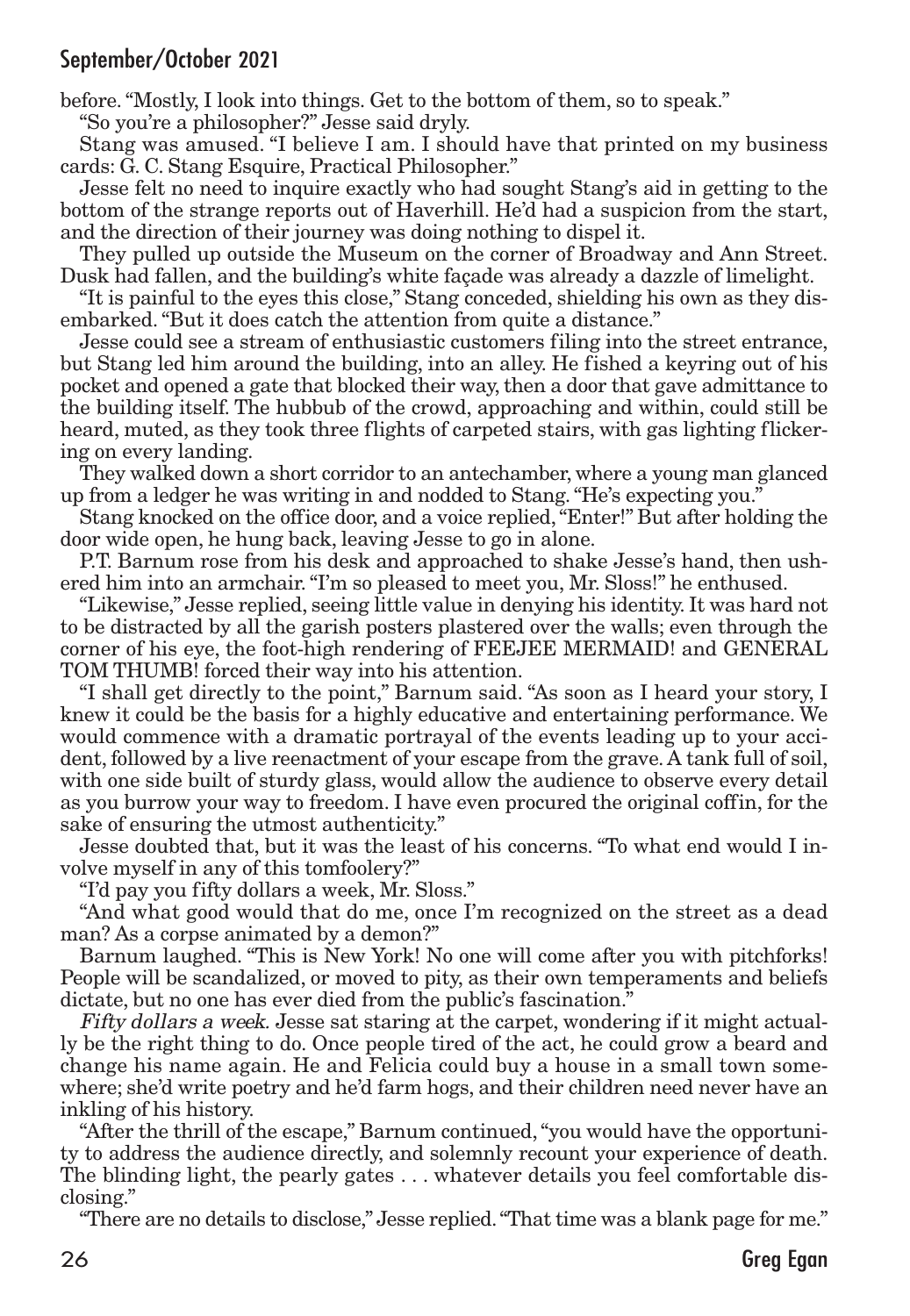before. "Mostly, I look into things. Get to the bottom of them, so to speak."

"So you're a philosopher?" Jesse said dryly.

Stang was amused. "I believe I am. I should have that printed on my business cards: G. C. Stang Esquire, Practical Philosopher."

Jesse felt no need to inquire exactly who had sought Stang's aid in getting to the bottom of the strange reports out of Haverhill. He'd had a suspicion from the start, and the direction of their journey was doing nothing to dispel it.

They pulled up outside the Museum on the corner of Broadway and Ann Street. Dusk had fallen, and the building's white façade was already a dazzle of limelight.

"It is painful to the eyes this close," Stang conceded, shielding his own as they disembarked. "But it does catch the attention from quite a distance."

Jesse could see a stream of enthusiastic customers filing into the street entrance, but Stang led him around the building, into an alley. He fished a keyring out of his pocket and opened a gate that blocked their way, then a door that gave admittance to the building itself. The hubbub of the crowd, approaching and within, could still be heard, muted, as they took three flights of carpeted stairs, with gas lighting flickering on every landing.

They walked down a short corridor to an antechamber, where a young man glanced up from a ledger he was writing in and nodded to Stang. "He's expecting you."

Stang knocked on the office door, and a voice replied, "Enter!" But after holding the door wide open, he hung back, leaving Jesse to go in alone.

P.T. Barnum rose from his desk and approached to shake Jesse's hand, then ushered him into an armchair. "I'm so pleased to meet you, Mr. Sloss!" he enthused.

"Likewise," Jesse replied, seeing little value in denying his identity. It was hard not to be distracted by all the garish posters plastered over the walls; even through the corner of his eye, the foot-high rendering of FEEJEE MERMAID! and GENERAL TOM THUMB! forced their way into his attention.

"I shall get directly to the point," Barnum said. "As soon as I heard your story, I knew it could be the basis for a highly educative and entertaining performance. We would commence with a dramatic portrayal of the events leading up to your accident, followed by a live reenactment of your escape from the grave. A tank full of soil, with one side built of sturdy glass, would allow the audience to observe every detail as you burrow your way to freedom. I have even procured the original coffin, for the sake of ensuring the utmost authenticity."

Jesse doubted that, but it was the least of his concerns. "To what end would I involve myself in any of this tomfoolery?"

"I'd pay you fifty dollars a week, Mr. Sloss."

"And what good would that do me, once I'm recognized on the street as a dead man? As a corpse animated by a demon?"

Barnum laughed. "This is New York! No one will come after you with pitchforks! People will be scandalized, or moved to pity, as their own temperaments and beliefs dictate, but no one has ever died from the public's fascination."

*Fifty dollars a week.* Jesse sat staring at the carpet, wondering if it might actually be the right thing to do. Once people tired of the act, he could grow a beard and change his name again. He and Felicia could buy a house in a small town somewhere; she'd write poetry and he'd farm hogs, and their children need never have an inkling of his history.

"After the thrill of the escape," Barnum continued, "you would have the opportunity to address the audience directly, and solemnly recount your experience of death. The blinding light, the pearly gates . . . whatever details you feel comfortable disclosing."

"There are no details to disclose," Jesse replied. "That time was a blank page for me."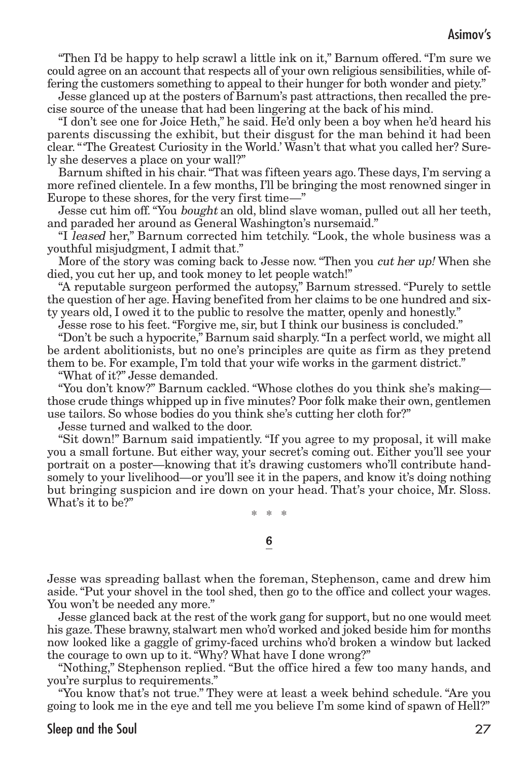"Then I'd be happy to help scrawl a little ink on it," Barnum offered. "I'm sure we could agree on an account that respects all of your own religious sensibilities, while offering the customers something to appeal to their hunger for both wonder and piety."

Jesse glanced up at the posters of Barnum's past attractions, then recalled the precise source of the unease that had been lingering at the back of his mind.

"I don't see one for Joice Heth," he said. He'd only been a boy when he'd heard his parents discussing the exhibit, but their disgust for the man behind it had been clear. "'The Greatest Curiosity in the World.' Wasn't that what you called her? Surely she deserves a place on your wall?"

Barnum shifted in his chair. "That was fifteen years ago. These days, I'm serving a more refined clientele. In a few months, I'll be bringing the most renowned singer in Europe to these shores, for the very first time—"

Jesse cut him off. "You *bought* an old, blind slave woman, pulled out all her teeth, and paraded her around as General Washington's nursemaid."

"I *leased* her," Barnum corrected him tetchily. "Look, the whole business was a youthful misjudgment, I admit that."

More of the story was coming back to Jesse now. "Then you *cut her up!* When she died, you cut her up, and took money to let people watch!"

"A reputable surgeon performed the autopsy," Barnum stressed. "Purely to settle the question of her age. Having benefited from her claims to be one hundred and sixty years old, I owed it to the public to resolve the matter, openly and honestly."

Jesse rose to his feet. "Forgive me, sir, but I think our business is concluded."

"Don't be such a hypocrite," Barnum said sharply. "In a perfect world, we might all be ardent abolitionists, but no one's principles are quite as firm as they pretend them to be. For example, I'm told that your wife works in the garment district."

"What of it?" Jesse demanded.

"You don't know?" Barnum cackled. "Whose clothes do you think she's making—those crude things whipped up in five minutes? Poor folk make their own, gentlemen use tailors. So whose bodies do you think she's cutting her cloth for?"

Jesse turned and walked to the door.

"Sit down!" Barnum said impatiently. "If you agree to my proposal, it will make you a small fortune. But either way, your secret's coming out. Either you'll see your portrait on a poster—knowing that it's drawing customers who'll contribute handsomely to your livelihood—or you'll see it in the papers, and know it's doing nothing but bringing suspicion and ire down on your head. That's your choice, Mr. Sloss. What's it to be?"

\* \* \*

## 6

Jesse was spreading ballast when the foreman, Stephenson, came and drew him aside. "Put your shovel in the tool shed, then go to the office and collect your wages. You won't be needed any more."

Jesse glanced back at the rest of the work gang for support, but no one would meet his gaze. These brawny, stalwart men who'd worked and joked beside him for months now looked like a gaggle of grimy-faced urchins who'd broken a window but lacked the courage to own up to it. "Why? What have I done wrong?"

"Nothing," Stephenson replied. "But the office hired a few too many hands, and you're surplus to requirements."

"You know that's not true." They were at least a week behind schedule. "Are you going to look me in the eye and tell me you believe I'm some kind of spawn of Hell?"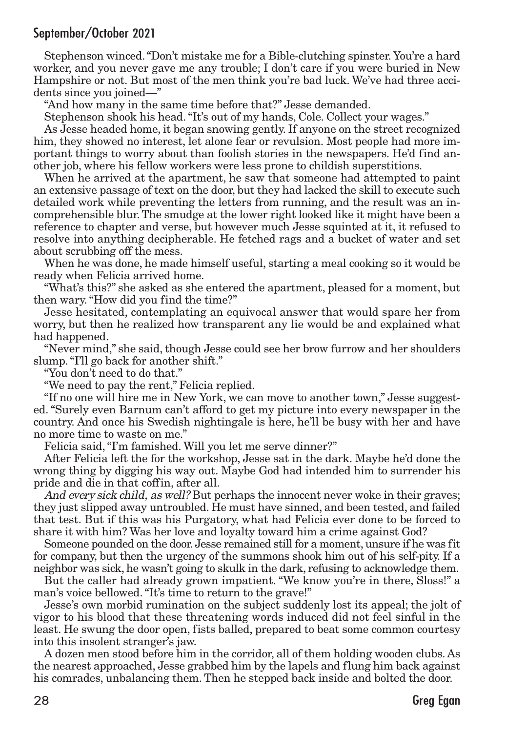Stephenson winced. "Don't mistake me for a Bible-clutching spinster. You're a hard worker, and you never gave me any trouble; I don't care if you were buried in New Hampshire or not. But most of the men think you're bad luck. We've had three accidents since you joined—"

"And how many in the same time before that?" Jesse demanded.

Stephenson shook his head. "It's out of my hands, Cole. Collect your wages."

As Jesse headed home, it began snowing gently. If anyone on the street recognized him, they showed no interest, let alone fear or revulsion. Most people had more important things to worry about than foolish stories in the newspapers. He'd find another job, where his fellow workers were less prone to childish superstitions.

When he arrived at the apartment, he saw that someone had attempted to paint an extensive passage of text on the door, but they had lacked the skill to execute such detailed work while preventing the letters from running, and the result was an incomprehensible blur. The smudge at the lower right looked like it might have been a reference to chapter and verse, but however much Jesse squinted at it, it refused to resolve into anything decipherable. He fetched rags and a bucket of water and set about scrubbing off the mess.

When he was done, he made himself useful, starting a meal cooking so it would be ready when Felicia arrived home.

"What's this?" she asked as she entered the apartment, pleased for a moment, but then wary. "How did you find the time?"

Jesse hesitated, contemplating an equivocal answer that would spare her from worry, but then he realized how transparent any lie would be and explained what had happened.

"Never mind," she said, though Jesse could see her brow furrow and her shoulders slump. "I'll go back for another shift."

"You don't need to do that."

"We need to pay the rent," Felicia replied.

"If no one will hire me in New York, we can move to another town," Jesse suggested. "Surely even Barnum can't afford to get my picture into every newspaper in the country. And once his Swedish nightingale is here, he'll be busy with her and have no more time to waste on me."

Felicia said, "I'm famished. Will you let me serve dinner?"

After Felicia left the for the workshop, Jesse sat in the dark. Maybe he'd done the wrong thing by digging his way out. Maybe God had intended him to surrender his pride and die in that coffin, after all.

*And every sick child, as well?* But perhaps the innocent never woke in their graves; they just slipped away untroubled. He must have sinned, and been tested, and failed that test. But if this was his Purgatory, what had Felicia ever done to be forced to share it with him? Was her love and loyalty toward him a crime against God?

Someone pounded on the door. Jesse remained still for a moment, unsure if he was fit for company, but then the urgency of the summons shook him out of his self-pity. If a neighbor was sick, he wasn't going to skulk in the dark, refusing to acknowledge them.

But the caller had already grown impatient. "We know you're in there, Sloss!" a man's voice bellowed. "It's time to return to the grave!"

Jesse's own morbid rumination on the subject suddenly lost its appeal; the jolt of vigor to his blood that these threatening words induced did not feel sinful in the least. He swung the door open, fists balled, prepared to beat some common courtesy into this insolent stranger's jaw.

A dozen men stood before him in the corridor, all of them holding wooden clubs. As the nearest approached, Jesse grabbed him by the lapels and flung him back against his comrades, unbalancing them. Then he stepped back inside and bolted the door.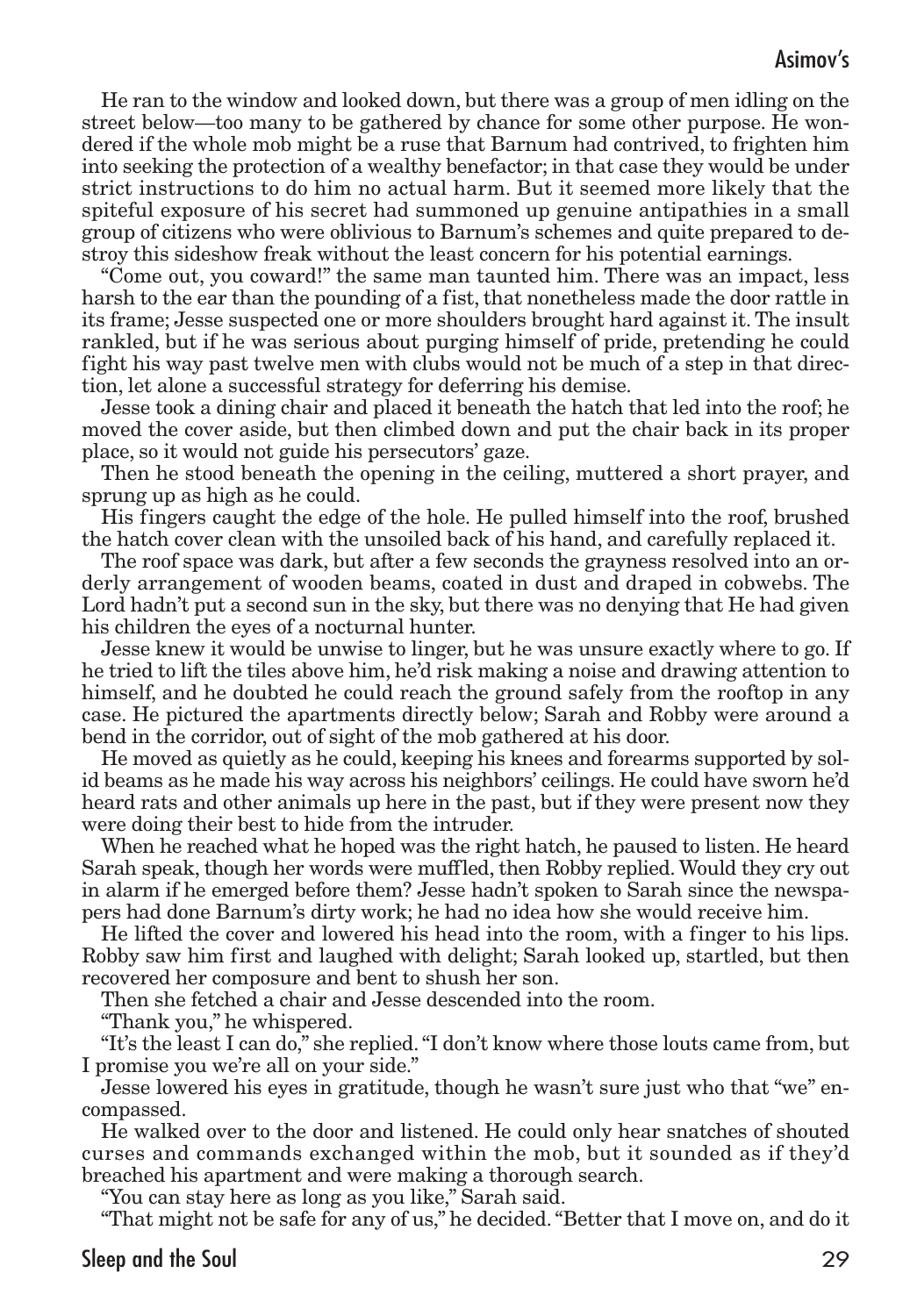He ran to the window and looked down, but there was a group of men idling on the street below—too many to be gathered by chance for some other purpose. He wondered if the whole mob might be a ruse that Barnum had contrived, to frighten him into seeking the protection of a wealthy benefactor; in that case they would be under strict instructions to do him no actual harm. But it seemed more likely that the spiteful exposure of his secret had summoned up genuine antipathies in a small group of citizens who were oblivious to Barnum's schemes and quite prepared to destroy this sideshow freak without the least concern for his potential earnings.

"Come out, you coward!" the same man taunted him. There was an impact, less harsh to the ear than the pounding of a fist, that nonetheless made the door rattle in its frame; Jesse suspected one or more shoulders brought hard against it. The insult rankled, but if he was serious about purging himself of pride, pretending he could fight his way past twelve men with clubs would not be much of a step in that direction, let alone a successful strategy for deferring his demise.

Jesse took a dining chair and placed it beneath the hatch that led into the roof; he moved the cover aside, but then climbed down and put the chair back in its proper place, so it would not guide his persecutors' gaze.

Then he stood beneath the opening in the ceiling, muttered a short prayer, and sprung up as high as he could.

His fingers caught the edge of the hole. He pulled himself into the roof, brushed the hatch cover clean with the unsoiled back of his hand, and carefully replaced it.

The roof space was dark, but after a few seconds the grayness resolved into an orderly arrangement of wooden beams, coated in dust and draped in cobwebs. The Lord hadn't put a second sun in the sky, but there was no denying that He had given his children the eyes of a nocturnal hunter.

Jesse knew it would be unwise to linger, but he was unsure exactly where to go. If he tried to lift the tiles above him, he'd risk making a noise and drawing attention to himself, and he doubted he could reach the ground safely from the rooftop in any case. He pictured the apartments directly below; Sarah and Robby were around a bend in the corridor, out of sight of the mob gathered at his door.

He moved as quietly as he could, keeping his knees and forearms supported by solid beams as he made his way across his neighbors' ceilings. He could have sworn he'd heard rats and other animals up here in the past, but if they were present now they were doing their best to hide from the intruder.

When he reached what he hoped was the right hatch, he paused to listen. He heard Sarah speak, though her words were muffled, then Robby replied. Would they cry out in alarm if he emerged before them? Jesse hadn't spoken to Sarah since the newspapers had done Barnum's dirty work; he had no idea how she would receive him.

He lifted the cover and lowered his head into the room, with a finger to his lips. Robby saw him first and laughed with delight; Sarah looked up, startled, but then recovered her composure and bent to shush her son.

Then she fetched a chair and Jesse descended into the room.

"Thank you," he whispered.

"It's the least I can do," she replied. "I don't know where those louts came from, but I promise you we're all on your side."

Jesse lowered his eyes in gratitude, though he wasn't sure just who that "we" encompassed.

He walked over to the door and listened. He could only hear snatches of shouted curses and commands exchanged within the mob, but it sounded as if they'd breached his apartment and were making a thorough search.

"You can stay here as long as you like," Sarah said.

"That might not be safe for any of us," he decided. "Better that I move on, and do it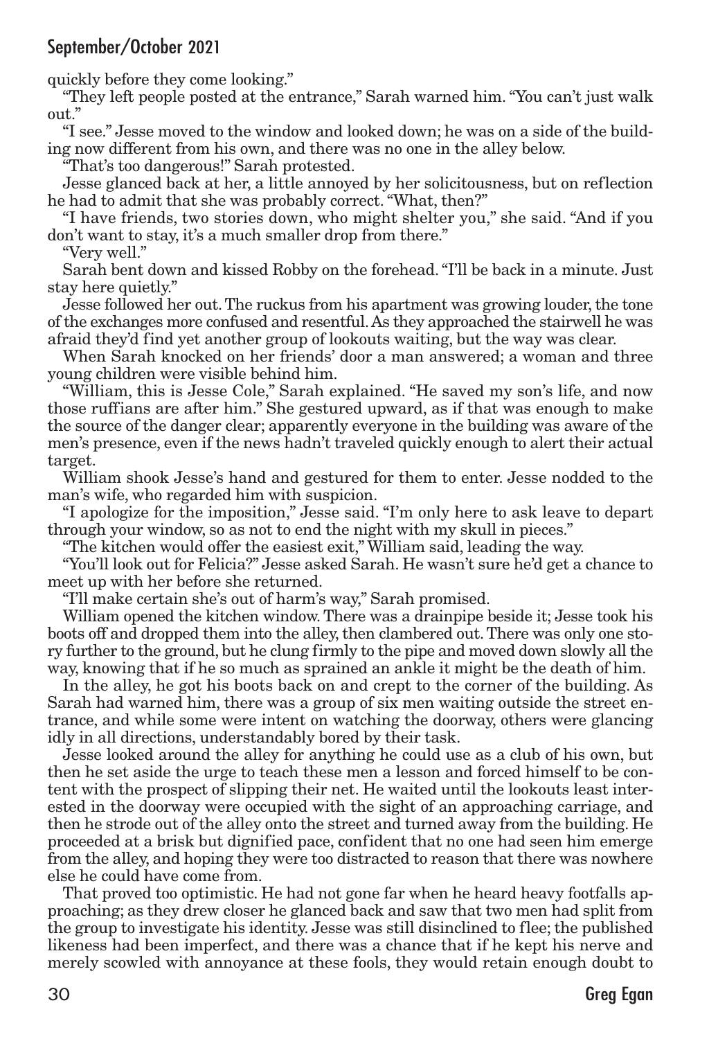quickly before they come looking."

"They left people posted at the entrance," Sarah warned him. "You can't just walk out."

"I see." Jesse moved to the window and looked down; he was on a side of the building now different from his own, and there was no one in the alley below.

"That's too dangerous!" Sarah protested.

Jesse glanced back at her, a little annoyed by her solicitousness, but on reflection he had to admit that she was probably correct. "What, then?"

"I have friends, two stories down, who might shelter you," she said. "And if you don't want to stay, it's a much smaller drop from there."

"Very well."

Sarah bent down and kissed Robby on the forehead. "I'll be back in a minute. Just stay here quietly."

Jesse followed her out. The ruckus from his apartment was growing louder, the tone of the exchanges more confused and resentful. As they approached the stairwell he was afraid they'd find yet another group of lookouts waiting, but the way was clear.

When Sarah knocked on her friends' door a man answered; a woman and three young children were visible behind him.

"William, this is Jesse Cole," Sarah explained. "He saved my son's life, and now those ruffians are after him." She gestured upward, as if that was enough to make the source of the danger clear; apparently everyone in the building was aware of the men's presence, even if the news hadn't traveled quickly enough to alert their actual target.

William shook Jesse's hand and gestured for them to enter. Jesse nodded to the man's wife, who regarded him with suspicion.

"I apologize for the imposition," Jesse said. "I'm only here to ask leave to depart through your window, so as not to end the night with my skull in pieces."

"The kitchen would offer the easiest exit," William said, leading the way.

"You'll look out for Felicia?" Jesse asked Sarah. He wasn't sure he'd get a chance to meet up with her before she returned.

"I'll make certain she's out of harm's way," Sarah promised.

William opened the kitchen window. There was a drainpipe beside it; Jesse took his boots off and dropped them into the alley, then clambered out. There was only one story further to the ground, but he clung firmly to the pipe and moved down slowly all the way, knowing that if he so much as sprained an ankle it might be the death of him.

In the alley, he got his boots back on and crept to the corner of the building. As Sarah had warned him, there was a group of six men waiting outside the street entrance, and while some were intent on watching the doorway, others were glancing idly in all directions, understandably bored by their task.

Jesse looked around the alley for anything he could use as a club of his own, but then he set aside the urge to teach these men a lesson and forced himself to be content with the prospect of slipping their net. He waited until the lookouts least interested in the doorway were occupied with the sight of an approaching carriage, and then he strode out of the alley onto the street and turned away from the building. He proceeded at a brisk but dignified pace, confident that no one had seen him emerge from the alley, and hoping they were too distracted to reason that there was nowhere else he could have come from.

That proved too optimistic. He had not gone far when he heard heavy footfalls approaching; as they drew closer he glanced back and saw that two men had split from the group to investigate his identity. Jesse was still disinclined to flee; the published likeness had been imperfect, and there was a chance that if he kept his nerve and merely scowled with annoyance at these fools, they would retain enough doubt to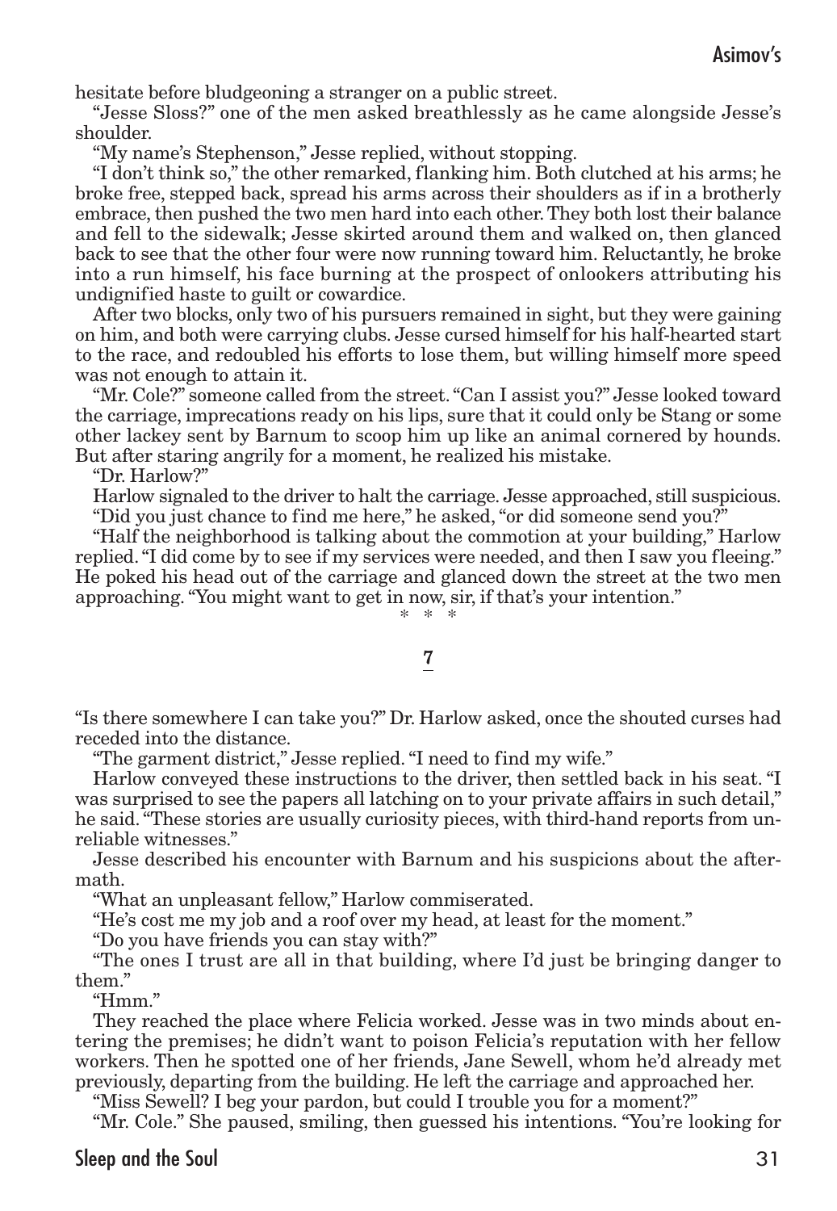hesitate before bludgeoning a stranger on a public street.

"Jesse Sloss?" one of the men asked breathlessly as he came alongside Jesse's shoulder.

"My name's Stephenson," Jesse replied, without stopping.

"I don't think so," the other remarked, flanking him. Both clutched at his arms; he broke free, stepped back, spread his arms across their shoulders as if in a brotherly embrace, then pushed the two men hard into each other. They both lost their balance and fell to the sidewalk; Jesse skirted around them and walked on, then glanced back to see that the other four were now running toward him. Reluctantly, he broke into a run himself, his face burning at the prospect of onlookers attributing his undignified haste to guilt or cowardice.

After two blocks, only two of his pursuers remained in sight, but they were gaining on him, and both were carrying clubs. Jesse cursed himself for his half-hearted start to the race, and redoubled his efforts to lose them, but willing himself more speed was not enough to attain it.

"Mr. Cole?" someone called from the street. "Can I assist you?" Jesse looked toward the carriage, imprecations ready on his lips, sure that it could only be Stang or some other lackey sent by Barnum to scoop him up like an animal cornered by hounds. But after staring angrily for a moment, he realized his mistake.

"Dr. Harlow?"

Harlow signaled to the driver to halt the carriage. Jesse approached, still suspicious. "Did you just chance to find me here," he asked, "or did someone send you?"

"Half the neighborhood is talking about the commotion at your building," Harlow replied. "I did come by to see if my services were needed, and then I saw you fleeing." He poked his head out of the carriage and glanced down the street at the two men approaching. "You might want to get in now, sir, if that's your intention."

\* \* \*

## 7

"Is there somewhere I can take you?" Dr. Harlow asked, once the shouted curses had receded into the distance.

"The garment district," Jesse replied. "I need to find my wife."

Harlow conveyed these instructions to the driver, then settled back in his seat. "I was surprised to see the papers all latching on to your private affairs in such detail," he said. "These stories are usually curiosity pieces, with third-hand reports from unreliable witnesses."

Jesse described his encounter with Barnum and his suspicions about the aftermath.

"What an unpleasant fellow," Harlow commiserated.

"He's cost me my job and a roof over my head, at least for the moment."

"Do you have friends you can stay with?"

"The ones I trust are all in that building, where I'd just be bringing danger to them."

"Hmm."

They reached the place where Felicia worked. Jesse was in two minds about entering the premises; he didn't want to poison Felicia's reputation with her fellow workers. Then he spotted one of her friends, Jane Sewell, whom he'd already met previously, departing from the building. He left the carriage and approached her.

"Miss Sewell? I beg your pardon, but could I trouble you for a moment?"

"Mr. Cole." She paused, smiling, then guessed his intentions. "You're looking for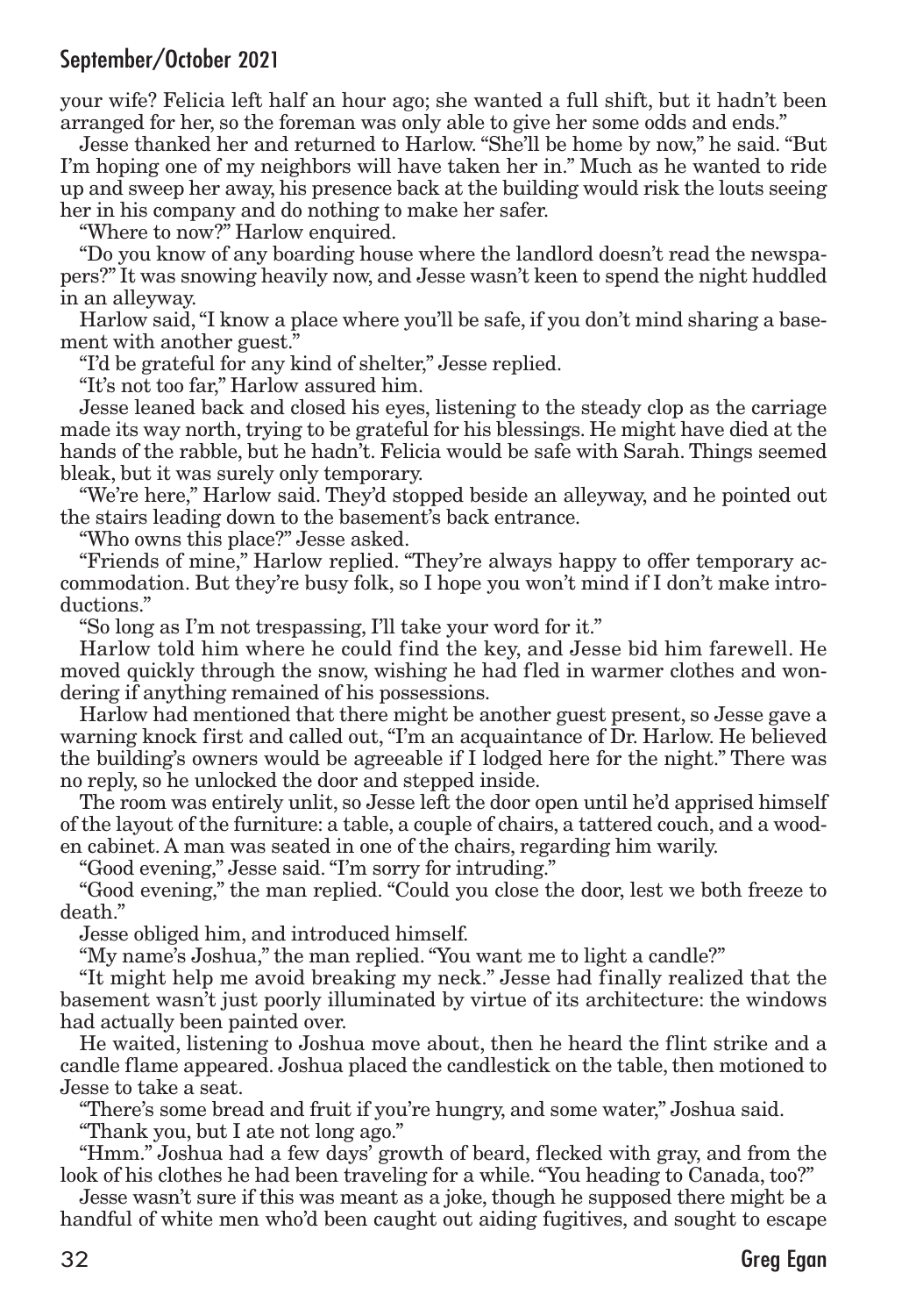your wife? Felicia left half an hour ago; she wanted a full shift, but it hadn't been arranged for her, so the foreman was only able to give her some odds and ends."

Jesse thanked her and returned to Harlow. "She'll be home by now," he said. "But I'm hoping one of my neighbors will have taken her in." Much as he wanted to ride up and sweep her away, his presence back at the building would risk the louts seeing her in his company and do nothing to make her safer.

"Where to now?" Harlow enquired.

"Do you know of any boarding house where the landlord doesn't read the newspapers?" It was snowing heavily now, and Jesse wasn't keen to spend the night huddled in an alleyway.

Harlow said, "I know a place where you'll be safe, if you don't mind sharing a basement with another guest."

"I'd be grateful for any kind of shelter," Jesse replied.

"It's not too far," Harlow assured him.

Jesse leaned back and closed his eyes, listening to the steady clop as the carriage made its way north, trying to be grateful for his blessings. He might have died at the hands of the rabble, but he hadn't. Felicia would be safe with Sarah. Things seemed bleak, but it was surely only temporary.

"We're here," Harlow said. They'd stopped beside an alleyway, and he pointed out the stairs leading down to the basement's back entrance.

"Who owns this place?" Jesse asked.

"Friends of mine," Harlow replied. "They're always happy to offer temporary accommodation. But they're busy folk, so I hope you won't mind if I don't make introductions."

"So long as I'm not trespassing, I'll take your word for it."

Harlow told him where he could find the key, and Jesse bid him farewell. He moved quickly through the snow, wishing he had fled in warmer clothes and wondering if anything remained of his possessions.

Harlow had mentioned that there might be another guest present, so Jesse gave a warning knock first and called out, "I'm an acquaintance of Dr. Harlow. He believed the building's owners would be agreeable if I lodged here for the night." There was no reply, so he unlocked the door and stepped inside.

The room was entirely unlit, so Jesse left the door open until he'd apprised himself of the layout of the furniture: a table, a couple of chairs, a tattered couch, and a wooden cabinet. A man was seated in one of the chairs, regarding him warily.

"Good evening," Jesse said. "I'm sorry for intruding."

"Good evening," the man replied. "Could you close the door, lest we both freeze to death."

Jesse obliged him, and introduced himself.

"My name's Joshua," the man replied. "You want me to light a candle?"

"It might help me avoid breaking my neck." Jesse had finally realized that the basement wasn't just poorly illuminated by virtue of its architecture: the windows had actually been painted over.

He waited, listening to Joshua move about, then he heard the flint strike and a candle flame appeared. Joshua placed the candlestick on the table, then motioned to Jesse to take a seat.

"There's some bread and fruit if you're hungry, and some water," Joshua said.

"Thank you, but I ate not long ago."

"Hmm." Joshua had a few days' growth of beard, flecked with gray, and from the look of his clothes he had been traveling for a while. "You heading to Canada, too?"

Jesse wasn't sure if this was meant as a joke, though he supposed there might be a handful of white men who'd been caught out aiding fugitives, and sought to escape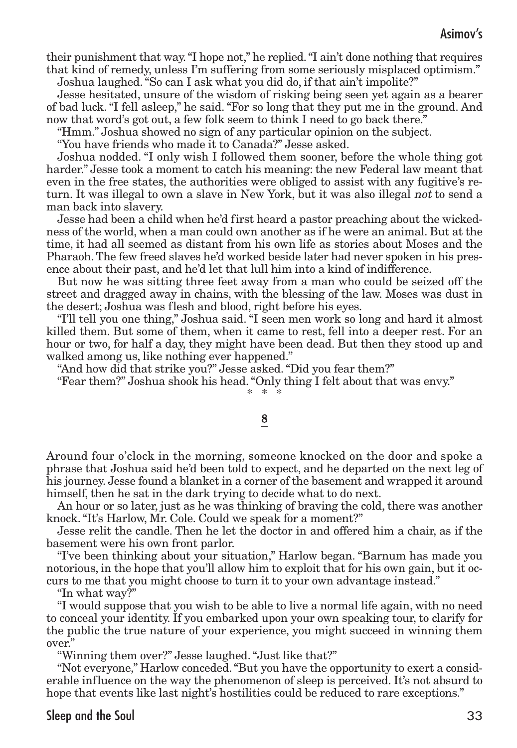their punishment that way. "I hope not," he replied. "I ain't done nothing that requires that kind of remedy, unless I'm suffering from some seriously misplaced optimism."

Joshua laughed. "So can I ask what you did do, if that ain't impolite?"

Jesse hesitated, unsure of the wisdom of risking being seen yet again as a bearer of bad luck. "I fell asleep," he said. "For so long that they put me in the ground. And now that word's got out, a few folk seem to think I need to go back there."

"Hmm." Joshua showed no sign of any particular opinion on the subject.

"You have friends who made it to Canada?" Jesse asked.

Joshua nodded. "I only wish I followed them sooner, before the whole thing got harder." Jesse took a moment to catch his meaning: the new Federal law meant that even in the free states, the authorities were obliged to assist with any fugitive's return. It was illegal to own a slave in New York, but it was also illegal *not* to send a man back into slavery.

Jesse had been a child when he'd first heard a pastor preaching about the wickedness of the world, when a man could own another as if he were an animal. But at the time, it had all seemed as distant from his own life as stories about Moses and the Pharaoh. The few freed slaves he'd worked beside later had never spoken in his presence about their past, and he'd let that lull him into a kind of indifference.

But now he was sitting three feet away from a man who could be seized off the street and dragged away in chains, with the blessing of the law. Moses was dust in the desert; Joshua was flesh and blood, right before his eyes.

"I'll tell you one thing," Joshua said. "I seen men work so long and hard it almost killed them. But some of them, when it came to rest, fell into a deeper rest. For an hour or two, for half a day, they might have been dead. But then they stood up and walked among us, like nothing ever happened."

"And how did that strike you?" Jesse asked. "Did you fear them?"

"Fear them?" Joshua shook his head. "Only thing I felt about that was envy."

\* \* \*

## 8

Around four o'clock in the morning, someone knocked on the door and spoke a phrase that Joshua said he'd been told to expect, and he departed on the next leg of his journey. Jesse found a blanket in a corner of the basement and wrapped it around himself, then he sat in the dark trying to decide what to do next.

An hour or so later, just as he was thinking of braving the cold, there was another knock. "It's Harlow, Mr. Cole. Could we speak for a moment?"

Jesse relit the candle. Then he let the doctor in and offered him a chair, as if the basement were his own front parlor.

"I've been thinking about your situation," Harlow began. "Barnum has made you notorious, in the hope that you'll allow him to exploit that for his own gain, but it occurs to me that you might choose to turn it to your own advantage instead."

"In what way?"

"I would suppose that you wish to be able to live a normal life again, with no need to conceal your identity. If you embarked upon your own speaking tour, to clarify for the public the true nature of your experience, you might succeed in winning them over."

"Winning them over?" Jesse laughed. "Just like that?"

"Not everyone," Harlow conceded. "But you have the opportunity to exert a considerable influence on the way the phenomenon of sleep is perceived. It's not absurd to hope that events like last night's hostilities could be reduced to rare exceptions."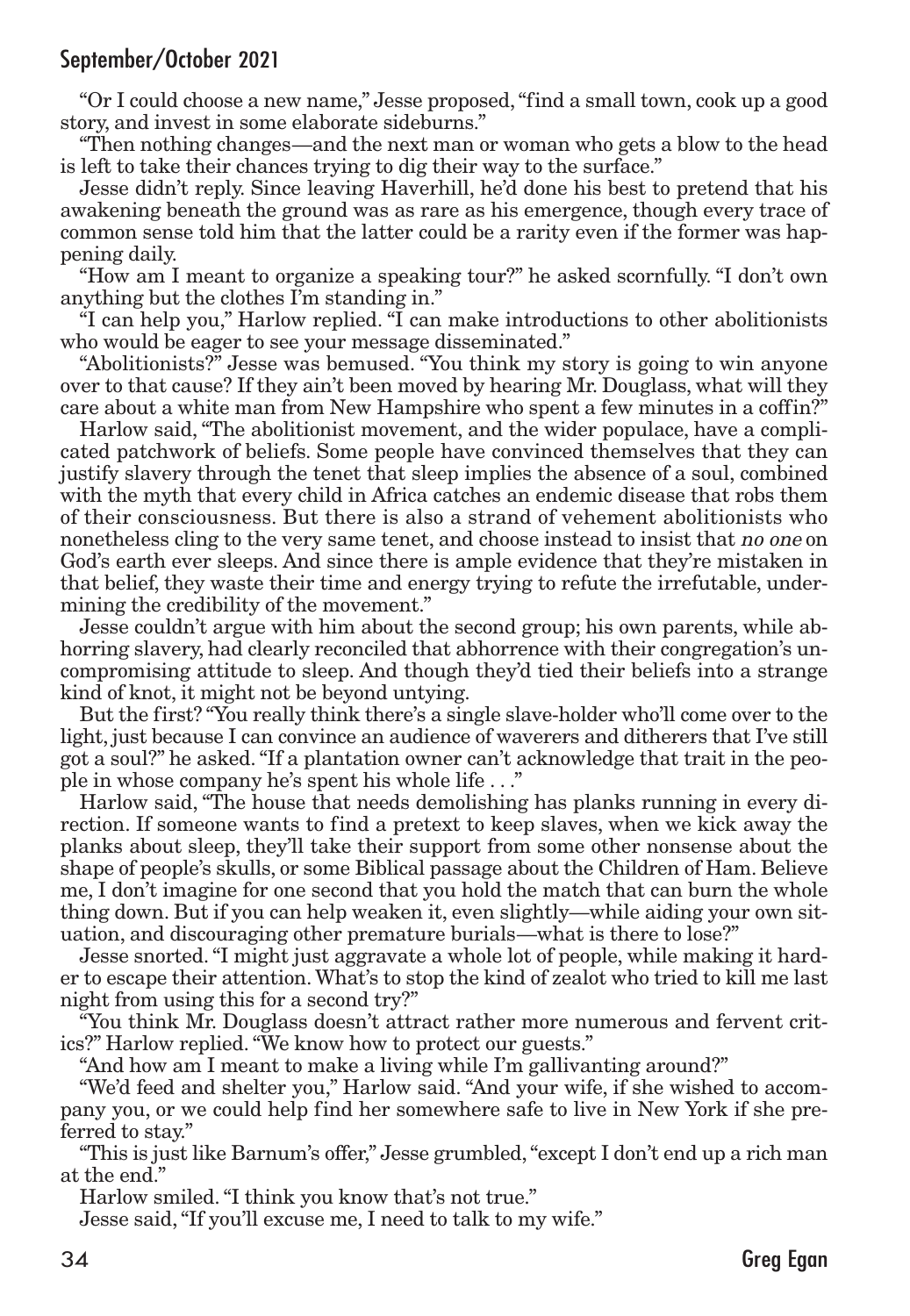"Or I could choose a new name," Jesse proposed, "find a small town, cook up a good story, and invest in some elaborate sideburns."

"Then nothing changes—and the next man or woman who gets a blow to the head is left to take their chances trying to dig their way to the surface."

Jesse didn't reply. Since leaving Haverhill, he'd done his best to pretend that his awakening beneath the ground was as rare as his emergence, though every trace of common sense told him that the latter could be a rarity even if the former was happening daily.

"How am I meant to organize a speaking tour?" he asked scornfully. "I don't own anything but the clothes I'm standing in."

"I can help you," Harlow replied. "I can make introductions to other abolitionists who would be eager to see your message disseminated."

"Abolitionists?" Jesse was bemused. "You think my story is going to win anyone over to that cause? If they ain't been moved by hearing Mr. Douglass, what will they care about a white man from New Hampshire who spent a few minutes in a coffin?"

Harlow said, "The abolitionist movement, and the wider populace, have a complicated patchwork of beliefs. Some people have convinced themselves that they can justify slavery through the tenet that sleep implies the absence of a soul, combined with the myth that every child in Africa catches an endemic disease that robs them of their consciousness. But there is also a strand of vehement abolitionists who nonetheless cling to the very same tenet, and choose instead to insist that *no one* on God's earth ever sleeps. And since there is ample evidence that they're mistaken in that belief, they waste their time and energy trying to refute the irrefutable, undermining the credibility of the movement."

Jesse couldn't argue with him about the second group; his own parents, while abhorring slavery, had clearly reconciled that abhorrence with their congregation's uncompromising attitude to sleep. And though they'd tied their beliefs into a strange kind of knot, it might not be beyond untying.

But the first? "You really think there's a single slave-holder who'll come over to the light, just because I can convince an audience of waverers and ditherers that I've still got a soul?" he asked. "If a plantation owner can't acknowledge that trait in the people in whose company he's spent his whole life . . ."

Harlow said, "The house that needs demolishing has planks running in every direction. If someone wants to find a pretext to keep slaves, when we kick away the planks about sleep, they'll take their support from some other nonsense about the shape of people's skulls, or some Biblical passage about the Children of Ham. Believe me, I don't imagine for one second that you hold the match that can burn the whole thing down. But if you can help weaken it, even slightly—while aiding your own situation, and discouraging other premature burials—what is there to lose?"

Jesse snorted. "I might just aggravate a whole lot of people, while making it harder to escape their attention. What's to stop the kind of zealot who tried to kill me last night from using this for a second try?"

"You think Mr. Douglass doesn't attract rather more numerous and fervent critics?" Harlow replied. "We know how to protect our guests."

"And how am I meant to make a living while I'm gallivanting around?"

"We'd feed and shelter you," Harlow said. "And your wife, if she wished to accompany you, or we could help find her somewhere safe to live in New York if she preferred to stay."

"This is just like Barnum's offer," Jesse grumbled, "except I don't end up a rich man at the end."

Harlow smiled. "I think you know that's not true."

Jesse said, "If you'll excuse me, I need to talk to my wife."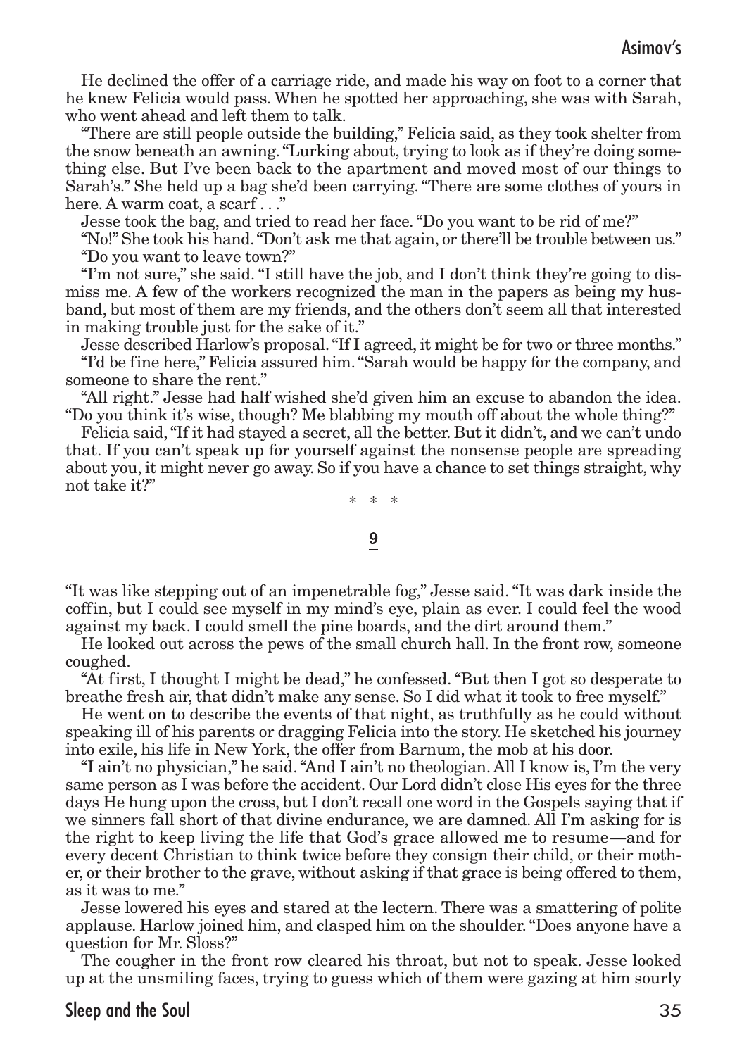He declined the offer of a carriage ride, and made his way on foot to a corner that he knew Felicia would pass. When he spotted her approaching, she was with Sarah, who went ahead and left them to talk.

"There are still people outside the building," Felicia said, as they took shelter from the snow beneath an awning. "Lurking about, trying to look as if they're doing something else. But I've been back to the apartment and moved most of our things to Sarah's." She held up a bag she'd been carrying. "There are some clothes of yours in here. A warm coat, a scarf . . ."

Jesse took the bag, and tried to read her face. "Do you want to be rid of me?"

"No!" She took his hand. "Don't ask me that again, or there'll be trouble between us."

"Do you want to leave town?"

"I'm not sure," she said. "I still have the job, and I don't think they're going to dismiss me. A few of the workers recognized the man in the papers as being my husband, but most of them are my friends, and the others don't seem all that interested in making trouble just for the sake of it."

Jesse described Harlow's proposal. "If I agreed, it might be for two or three months."

"I'd be fine here," Felicia assured him. "Sarah would be happy for the company, and someone to share the rent."

"All right." Jesse had half wished she'd given him an excuse to abandon the idea. "Do you think it's wise, though? Me blabbing my mouth off about the whole thing?"

Felicia said, "If it had stayed a secret, all the better. But it didn't, and we can't undo that. If you can't speak up for yourself against the nonsense people are spreading about you, it might never go away. So if you have a chance to set things straight, why not take it?"

\* \* \*

## 9

"It was like stepping out of an impenetrable fog," Jesse said. "It was dark inside the coffin, but I could see myself in my mind's eye, plain as ever. I could feel the wood against my back. I could smell the pine boards, and the dirt around them."

He looked out across the pews of the small church hall. In the front row, someone coughed.

"At first, I thought I might be dead," he confessed. "But then I got so desperate to breathe fresh air, that didn't make any sense. So I did what it took to free myself."

He went on to describe the events of that night, as truthfully as he could without speaking ill of his parents or dragging Felicia into the story. He sketched his journey into exile, his life in New York, the offer from Barnum, the mob at his door.

"I ain't no physician," he said. "And I ain't no theologian. All I know is, I'm the very same person as I was before the accident. Our Lord didn't close His eyes for the three days He hung upon the cross, but I don't recall one word in the Gospels saying that if we sinners fall short of that divine endurance, we are damned. All I'm asking for is the right to keep living the life that God's grace allowed me to resume—and for every decent Christian to think twice before they consign their child, or their mother, or their brother to the grave, without asking if that grace is being offered to them, as it was to me."

Jesse lowered his eyes and stared at the lectern. There was a smattering of polite applause. Harlow joined him, and clasped him on the shoulder. "Does anyone have a question for Mr. Sloss?"

The cougher in the front row cleared his throat, but not to speak. Jesse looked up at the unsmiling faces, trying to guess which of them were gazing at him sourly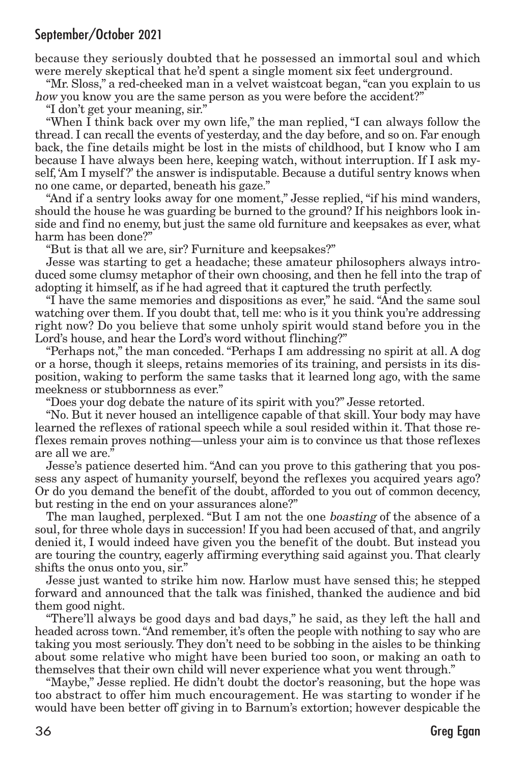because they seriously doubted that he possessed an immortal soul and which were merely skeptical that he'd spent a single moment six feet underground.

"Mr. Sloss," a red-cheeked man in a velvet waistcoat began, "can you explain to us *how* you know you are the same person as you were before the accident?"

"I don't get your meaning, sir."

"When I think back over my own life," the man replied, "I can always follow the thread. I can recall the events of yesterday, and the day before, and so on. Far enough back, the fine details might be lost in the mists of childhood, but I know who I am because I have always been here, keeping watch, without interruption. If I ask myself, 'Am I myself?' the answer is indisputable. Because a dutiful sentry knows when no one came, or departed, beneath his gaze."

"And if a sentry looks away for one moment," Jesse replied, "if his mind wanders, should the house he was guarding be burned to the ground? If his neighbors look inside and find no enemy, but just the same old furniture and keepsakes as ever, what harm has been done?"

"But is that all we are, sir? Furniture and keepsakes?"

Jesse was starting to get a headache; these amateur philosophers always introduced some clumsy metaphor of their own choosing, and then he fell into the trap of adopting it himself, as if he had agreed that it captured the truth perfectly.

"I have the same memories and dispositions as ever," he said. "And the same soul watching over them. If you doubt that, tell me: who is it you think you're addressing right now? Do you believe that some unholy spirit would stand before you in the Lord's house, and hear the Lord's word without flinching?"

"Perhaps not," the man conceded. "Perhaps I am addressing no spirit at all. A dog or a horse, though it sleeps, retains memories of its training, and persists in its disposition, waking to perform the same tasks that it learned long ago, with the same meekness or stubbornness as ever."

"Does your dog debate the nature of its spirit with you?" Jesse retorted.

"No. But it never housed an intelligence capable of that skill. Your body may have learned the reflexes of rational speech while a soul resided within it. That those reflexes remain proves nothing—unless your aim is to convince us that those reflexes are all we are."

Jesse's patience deserted him. "And can you prove to this gathering that you possess any aspect of humanity yourself, beyond the reflexes you acquired years ago? Or do you demand the benefit of the doubt, afforded to you out of common decency, but resting in the end on your assurances alone?"

The man laughed, perplexed. "But I am not the one *boasting* of the absence of a soul, for three whole days in succession! If you had been accused of that, and angrily denied it, I would indeed have given you the benefit of the doubt. But instead you are touring the country, eagerly affirming everything said against you. That clearly shifts the onus onto you, sir."

Jesse just wanted to strike him now. Harlow must have sensed this; he stepped forward and announced that the talk was finished, thanked the audience and bid them good night.

"There'll always be good days and bad days," he said, as they left the hall and headed across town. "And remember, it's often the people with nothing to say who are taking you most seriously. They don't need to be sobbing in the aisles to be thinking about some relative who might have been buried too soon, or making an oath to themselves that their own child will never experience what you went through."

"Maybe," Jesse replied. He didn't doubt the doctor's reasoning, but the hope was too abstract to offer him much encouragement. He was starting to wonder if he would have been better off giving in to Barnum's extortion; however despicable the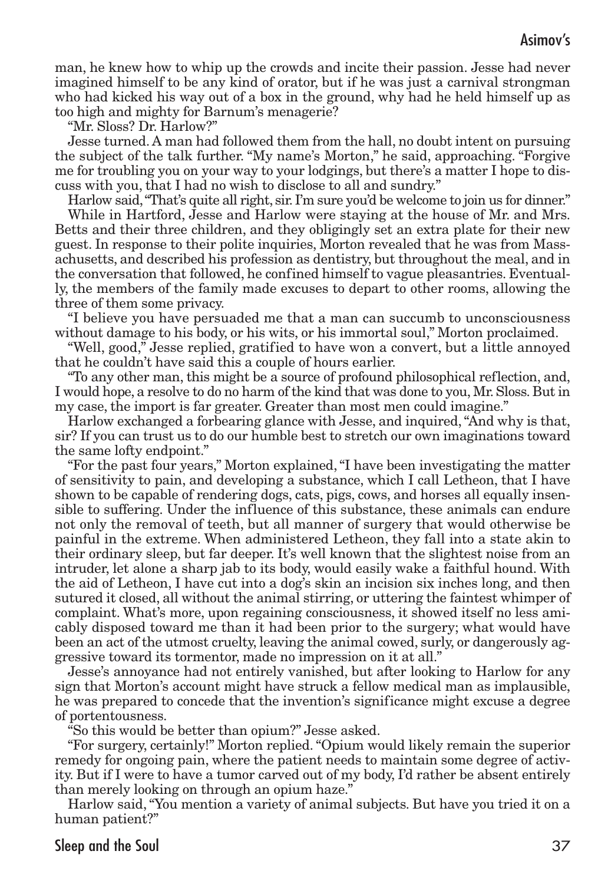man, he knew how to whip up the crowds and incite their passion. Jesse had never imagined himself to be any kind of orator, but if he was just a carnival strongman who had kicked his way out of a box in the ground, why had he held himself up as too high and mighty for Barnum's menagerie?

"Mr. Sloss? Dr. Harlow?"

Jesse turned. A man had followed them from the hall, no doubt intent on pursuing the subject of the talk further. "My name's Morton," he said, approaching. "Forgive me for troubling you on your way to your lodgings, but there's a matter I hope to discuss with you, that I had no wish to disclose to all and sundry."

Harlow said, "That's quite all right, sir. I'm sure you'd be welcome to join us for dinner."

While in Hartford, Jesse and Harlow were staying at the house of Mr. and Mrs. Betts and their three children, and they obligingly set an extra plate for their new guest. In response to their polite inquiries, Morton revealed that he was from Massachusetts, and described his profession as dentistry, but throughout the meal, and in the conversation that followed, he confined himself to vague pleasantries. Eventually, the members of the family made excuses to depart to other rooms, allowing the three of them some privacy.

"I believe you have persuaded me that a man can succumb to unconsciousness without damage to his body, or his wits, or his immortal soul," Morton proclaimed.

"Well, good," Jesse replied, gratified to have won a convert, but a little annoyed that he couldn't have said this a couple of hours earlier.

"To any other man, this might be a source of profound philosophical reflection, and, I would hope, a resolve to do no harm of the kind that was done to you, Mr. Sloss. But in my case, the import is far greater. Greater than most men could imagine."

Harlow exchanged a forbearing glance with Jesse, and inquired, "And why is that, sir? If you can trust us to do our humble best to stretch our own imaginations toward the same lofty endpoint."

"For the past four years," Morton explained, "I have been investigating the matter of sensitivity to pain, and developing a substance, which I call Letheon, that I have shown to be capable of rendering dogs, cats, pigs, cows, and horses all equally insensible to suffering. Under the influence of this substance, these animals can endure not only the removal of teeth, but all manner of surgery that would otherwise be painful in the extreme. When administered Letheon, they fall into a state akin to their ordinary sleep, but far deeper. It's well known that the slightest noise from an intruder, let alone a sharp jab to its body, would easily wake a faithful hound. With the aid of Letheon, I have cut into a dog's skin an incision six inches long, and then sutured it closed, all without the animal stirring, or uttering the faintest whimper of complaint. What's more, upon regaining consciousness, it showed itself no less amicably disposed toward me than it had been prior to the surgery; what would have been an act of the utmost cruelty, leaving the animal cowed, surly, or dangerously aggressive toward its tormentor, made no impression on it at all."

Jesse's annoyance had not entirely vanished, but after looking to Harlow for any sign that Morton's account might have struck a fellow medical man as implausible, he was prepared to concede that the invention's significance might excuse a degree of portentousness.

"So this would be better than opium?" Jesse asked.

"For surgery, certainly!" Morton replied. "Opium would likely remain the superior remedy for ongoing pain, where the patient needs to maintain some degree of activity. But if I were to have a tumor carved out of my body, I'd rather be absent entirely than merely looking on through an opium haze."

Harlow said, "You mention a variety of animal subjects. But have you tried it on a human patient?"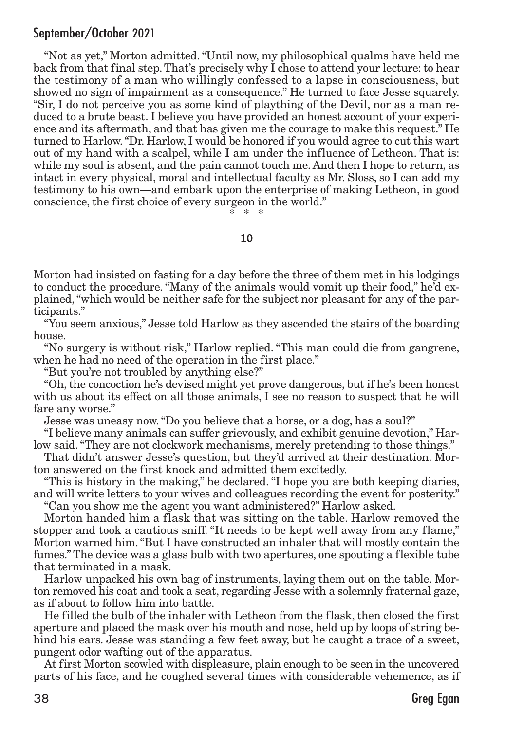"Not as yet," Morton admitted. "Until now, my philosophical qualms have held me back from that final step. That's precisely why I chose to attend your lecture: to hear the testimony of a man who willingly confessed to a lapse in consciousness, but showed no sign of impairment as a consequence." He turned to face Jesse squarely. "Sir, I do not perceive you as some kind of plaything of the Devil, nor as a man reduced to a brute beast. I believe you have provided an honest account of your experience and its aftermath, and that has given me the courage to make this request." He turned to Harlow. "Dr. Harlow, I would be honored if you would agree to cut this wart out of my hand with a scalpel, while I am under the influence of Letheon. That is: while my soul is absent, and the pain cannot touch me. And then I hope to return, as intact in every physical, moral and intellectual faculty as Mr. Sloss, so I can add my testimony to his own—and embark upon the enterprise of making Letheon, in good conscience, the first choice of every surgeon in the world."

\* \* \*

## 10

Morton had insisted on fasting for a day before the three of them met in his lodgings to conduct the procedure. "Many of the animals would vomit up their food," he'd explained, "which would be neither safe for the subject nor pleasant for any of the participants."

"You seem anxious," Jesse told Harlow as they ascended the stairs of the boarding house.

"No surgery is without risk," Harlow replied. "This man could die from gangrene, when he had no need of the operation in the first place."

"But you're not troubled by anything else?"

"Oh, the concoction he's devised might yet prove dangerous, but if he's been honest with us about its effect on all those animals, I see no reason to suspect that he will fare any worse."

Jesse was uneasy now. "Do you believe that a horse, or a dog, has a soul?"

"I believe many animals can suffer grievously, and exhibit genuine devotion," Harlow said. "They are not clockwork mechanisms, merely pretending to those things."

That didn't answer Jesse's question, but they'd arrived at their destination. Morton answered on the first knock and admitted them excitedly.

"This is history in the making," he declared. "I hope you are both keeping diaries, and will write letters to your wives and colleagues recording the event for posterity."

"Can you show me the agent you want administered?" Harlow asked.

Morton handed him a flask that was sitting on the table. Harlow removed the stopper and took a cautious sniff. "It needs to be kept well away from any flame," Morton warned him. "But I have constructed an inhaler that will mostly contain the fumes." The device was a glass bulb with two apertures, one spouting a flexible tube that terminated in a mask.

Harlow unpacked his own bag of instruments, laying them out on the table. Morton removed his coat and took a seat, regarding Jesse with a solemnly fraternal gaze, as if about to follow him into battle.

He filled the bulb of the inhaler with Letheon from the flask, then closed the first aperture and placed the mask over his mouth and nose, held up by loops of string behind his ears. Jesse was standing a few feet away, but he caught a trace of a sweet, pungent odor wafting out of the apparatus.

At first Morton scowled with displeasure, plain enough to be seen in the uncovered parts of his face, and he coughed several times with considerable vehemence, as if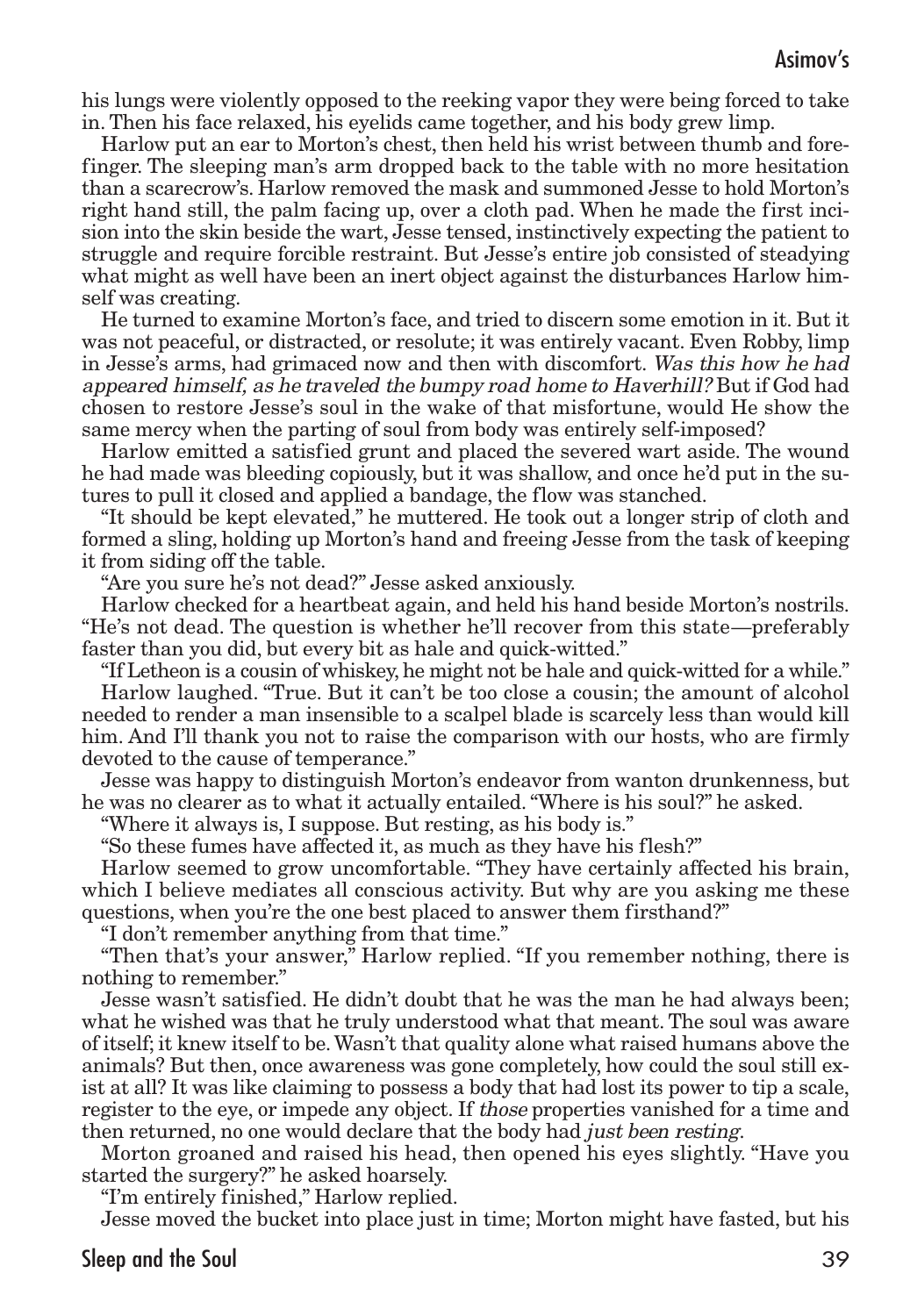his lungs were violently opposed to the reeking vapor they were being forced to take in. Then his face relaxed, his eyelids came together, and his body grew limp.

Harlow put an ear to Morton's chest, then held his wrist between thumb and forefinger. The sleeping man's arm dropped back to the table with no more hesitation than a scarecrow's. Harlow removed the mask and summoned Jesse to hold Morton's right hand still, the palm facing up, over a cloth pad. When he made the first incision into the skin beside the wart, Jesse tensed, instinctively expecting the patient to struggle and require forcible restraint. But Jesse's entire job consisted of steadying what might as well have been an inert object against the disturbances Harlow himself was creating.

He turned to examine Morton's face, and tried to discern some emotion in it. But it was not peaceful, or distracted, or resolute; it was entirely vacant. Even Robby, limp in Jesse's arms, had grimaced now and then with discomfort. *Was this how he had appeared himself, as he traveled the bumpy road home to Haverhill?* But if God had chosen to restore Jesse's soul in the wake of that misfortune, would He show the same mercy when the parting of soul from body was entirely self-imposed?

Harlow emitted a satisfied grunt and placed the severed wart aside. The wound he had made was bleeding copiously, but it was shallow, and once he'd put in the sutures to pull it closed and applied a bandage, the flow was stanched.

"It should be kept elevated," he muttered. He took out a longer strip of cloth and formed a sling, holding up Morton's hand and freeing Jesse from the task of keeping it from siding off the table.

"Are you sure he's not dead?" Jesse asked anxiously.

Harlow checked for a heartbeat again, and held his hand beside Morton's nostrils. "He's not dead. The question is whether he'll recover from this state—preferably faster than you did, but every bit as hale and quick-witted."

"If Letheon is a cousin of whiskey, he might not be hale and quick-witted for a while."

Harlow laughed. "True. But it can't be too close a cousin; the amount of alcohol needed to render a man insensible to a scalpel blade is scarcely less than would kill him. And I'll thank you not to raise the comparison with our hosts, who are firmly devoted to the cause of temperance."

Jesse was happy to distinguish Morton's endeavor from wanton drunkenness, but he was no clearer as to what it actually entailed. "Where is his soul?" he asked.

"Where it always is, I suppose. But resting, as his body is."

"So these fumes have affected it, as much as they have his flesh?"

Harlow seemed to grow uncomfortable. "They have certainly affected his brain, which I believe mediates all conscious activity. But why are you asking me these questions, when you're the one best placed to answer them firsthand?"

"I don't remember anything from that time."

"Then that's your answer," Harlow replied. "If you remember nothing, there is nothing to remember."

Jesse wasn't satisfied. He didn't doubt that he was the man he had always been; what he wished was that he truly understood what that meant. The soul was aware of itself; it knew itself to be. Wasn't that quality alone what raised humans above the animals? But then, once awareness was gone completely, how could the soul still exist at all? It was like claiming to possess a body that had lost its power to tip a scale, register to the eye, or impede any object. If *those* properties vanished for a time and then returned, no one would declare that the body had *just been resting*.

Morton groaned and raised his head, then opened his eyes slightly. "Have you started the surgery?" he asked hoarsely.

"I'm entirely finished," Harlow replied.

Jesse moved the bucket into place just in time; Morton might have fasted, but his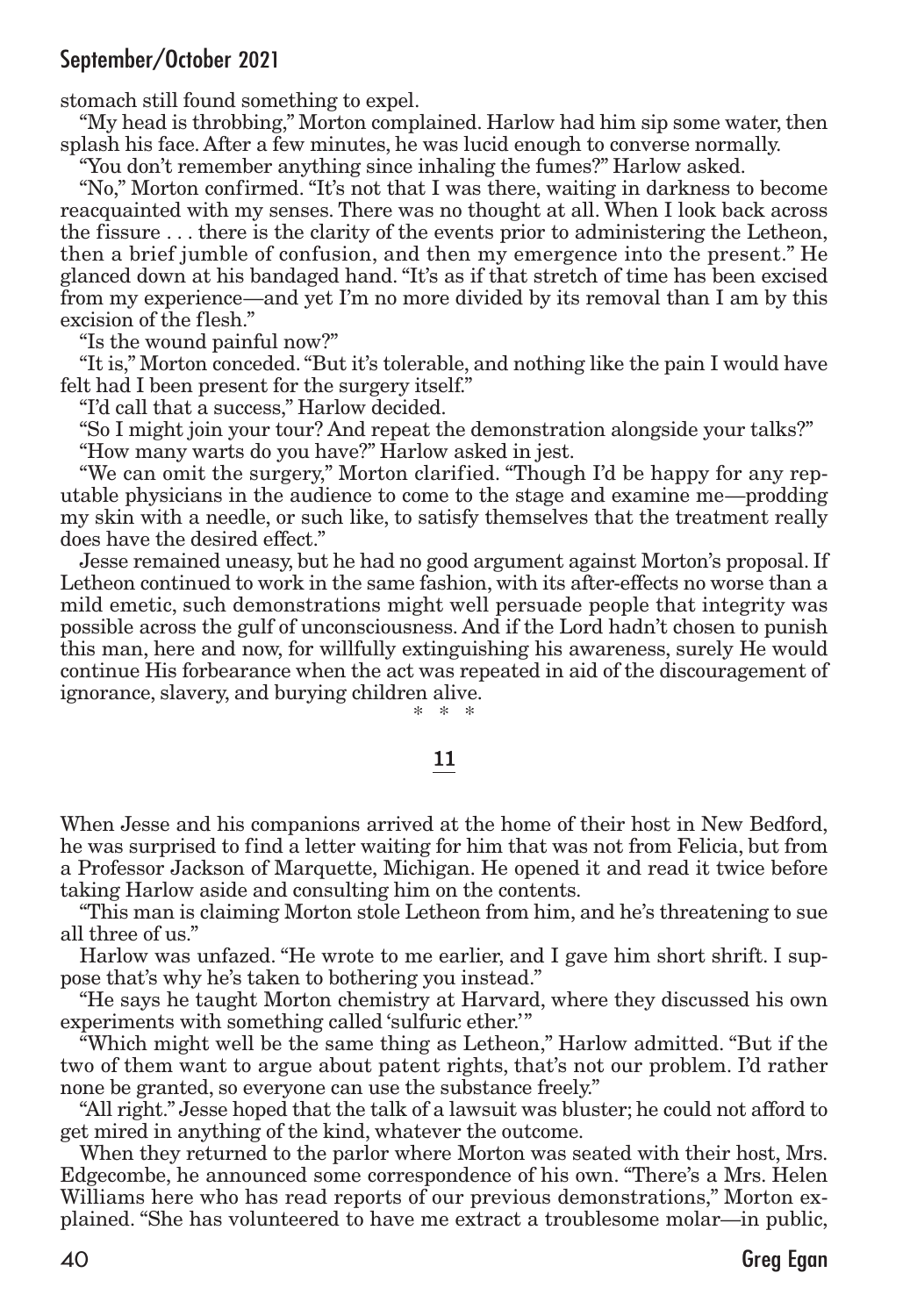stomach still found something to expel.

"My head is throbbing," Morton complained. Harlow had him sip some water, then splash his face. After a few minutes, he was lucid enough to converse normally.

"You don't remember anything since inhaling the fumes?" Harlow asked.

"No," Morton confirmed. "It's not that I was there, waiting in darkness to become reacquainted with my senses. There was no thought at all. When I look back across the fissure . . . there is the clarity of the events prior to administering the Letheon, then a brief jumble of confusion, and then my emergence into the present." He glanced down at his bandaged hand. "It's as if that stretch of time has been excised from my experience—and yet I'm no more divided by its removal than I am by this excision of the flesh."

"Is the wound painful now?"

"It is," Morton conceded. "But it's tolerable, and nothing like the pain I would have felt had I been present for the surgery itself."

"I'd call that a success," Harlow decided.

"So I might join your tour? And repeat the demonstration alongside your talks?"

"How many warts do you have?" Harlow asked in jest.

"We can omit the surgery," Morton clarified. "Though I'd be happy for any reputable physicians in the audience to come to the stage and examine me—prodding my skin with a needle, or such like, to satisfy themselves that the treatment really does have the desired effect."

Jesse remained uneasy, but he had no good argument against Morton's proposal. If Letheon continued to work in the same fashion, with its after-effects no worse than a mild emetic, such demonstrations might well persuade people that integrity was possible across the gulf of unconsciousness. And if the Lord hadn't chosen to punish this man, here and now, for willfully extinguishing his awareness, surely He would continue His forbearance when the act was repeated in aid of the discouragement of ignorance, slavery, and burying children alive.

\* \* \*

## 11

When Jesse and his companions arrived at the home of their host in New Bedford, he was surprised to find a letter waiting for him that was not from Felicia, but from a Professor Jackson of Marquette, Michigan. He opened it and read it twice before taking Harlow aside and consulting him on the contents.

"This man is claiming Morton stole Letheon from him, and he's threatening to sue all three of us."

Harlow was unfazed. "He wrote to me earlier, and I gave him short shrift. I suppose that's why he's taken to bothering you instead."

"He says he taught Morton chemistry at Harvard, where they discussed his own experiments with something called 'sulfuric ether.'"

"Which might well be the same thing as Letheon," Harlow admitted. "But if the two of them want to argue about patent rights, that's not our problem. I'd rather none be granted, so everyone can use the substance freely."

"All right." Jesse hoped that the talk of a lawsuit was bluster; he could not afford to get mired in anything of the kind, whatever the outcome.

When they returned to the parlor where Morton was seated with their host, Mrs. Edgecombe, he announced some correspondence of his own. "There's a Mrs. Helen Williams here who has read reports of our previous demonstrations," Morton explained. "She has volunteered to have me extract a troublesome molar—in public,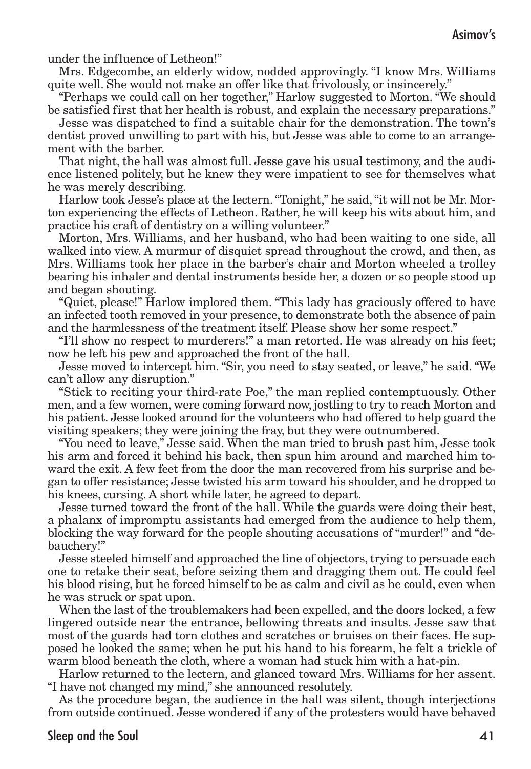under the influence of Letheon!"

Mrs. Edgecombe, an elderly widow, nodded approvingly. "I know Mrs. Williams quite well. She would not make an offer like that frivolously, or insincerely."

"Perhaps we could call on her together," Harlow suggested to Morton. "We should be satisfied first that her health is robust, and explain the necessary preparations."

Jesse was dispatched to find a suitable chair for the demonstration. The town's dentist proved unwilling to part with his, but Jesse was able to come to an arrangement with the barber.

That night, the hall was almost full. Jesse gave his usual testimony, and the audience listened politely, but he knew they were impatient to see for themselves what he was merely describing.

Harlow took Jesse's place at the lectern. "Tonight," he said, "it will not be Mr. Morton experiencing the effects of Letheon. Rather, he will keep his wits about him, and practice his craft of dentistry on a willing volunteer."

Morton, Mrs. Williams, and her husband, who had been waiting to one side, all walked into view. A murmur of disquiet spread throughout the crowd, and then, as Mrs. Williams took her place in the barber's chair and Morton wheeled a trolley bearing his inhaler and dental instruments beside her, a dozen or so people stood up and began shouting.

"Quiet, please!" Harlow implored them. "This lady has graciously offered to have an infected tooth removed in your presence, to demonstrate both the absence of pain and the harmlessness of the treatment itself. Please show her some respect."

"I'll show no respect to murderers!" a man retorted. He was already on his feet; now he left his pew and approached the front of the hall.

Jesse moved to intercept him. "Sir, you need to stay seated, or leave," he said. "We can't allow any disruption."

"Stick to reciting your third-rate Poe," the man replied contemptuously. Other men, and a few women, were coming forward now, jostling to try to reach Morton and his patient. Jesse looked around for the volunteers who had offered to help guard the visiting speakers; they were joining the fray, but they were outnumbered.

"You need to leave," Jesse said. When the man tried to brush past him, Jesse took his arm and forced it behind his back, then spun him around and marched him toward the exit. A few feet from the door the man recovered from his surprise and began to offer resistance; Jesse twisted his arm toward his shoulder, and he dropped to his knees, cursing. A short while later, he agreed to depart.

Jesse turned toward the front of the hall. While the guards were doing their best, a phalanx of impromptu assistants had emerged from the audience to help them, blocking the way forward for the people shouting accusations of "murder!" and "debauchery!"

Jesse steeled himself and approached the line of objectors, trying to persuade each one to retake their seat, before seizing them and dragging them out. He could feel his blood rising, but he forced himself to be as calm and civil as he could, even when he was struck or spat upon.

When the last of the troublemakers had been expelled, and the doors locked, a few lingered outside near the entrance, bellowing threats and insults. Jesse saw that most of the guards had torn clothes and scratches or bruises on their faces. He supposed he looked the same; when he put his hand to his forearm, he felt a trickle of warm blood beneath the cloth, where a woman had stuck him with a hat-pin.

Harlow returned to the lectern, and glanced toward Mrs. Williams for her assent. "I have not changed my mind," she announced resolutely.

As the procedure began, the audience in the hall was silent, though interjections from outside continued. Jesse wondered if any of the protesters would have behaved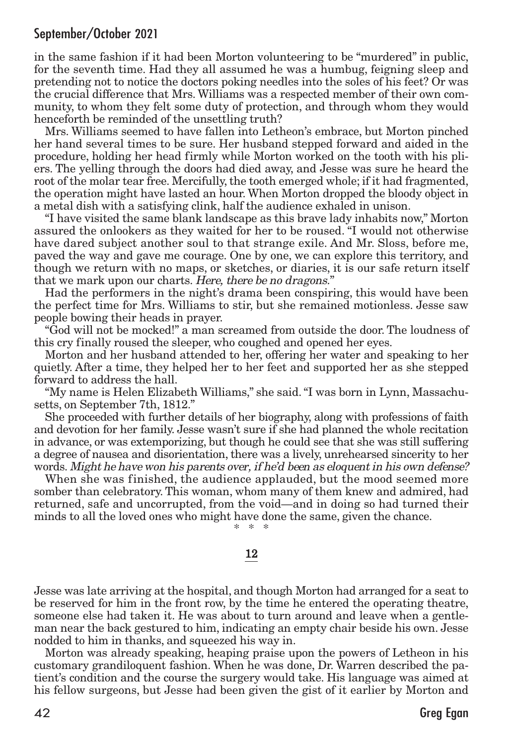in the same fashion if it had been Morton volunteering to be "murdered" in public, for the seventh time. Had they all assumed he was a humbug, feigning sleep and pretending not to notice the doctors poking needles into the soles of his feet? Or was the crucial difference that Mrs. Williams was a respected member of their own community, to whom they felt some duty of protection, and through whom they would henceforth be reminded of the unsettling truth?

Mrs. Williams seemed to have fallen into Letheon's embrace, but Morton pinched her hand several times to be sure. Her husband stepped forward and aided in the procedure, holding her head firmly while Morton worked on the tooth with his pliers. The yelling through the doors had died away, and Jesse was sure he heard the root of the molar tear free. Mercifully, the tooth emerged whole; if it had fragmented, the operation might have lasted an hour. When Morton dropped the bloody object in a metal dish with a satisfying clink, half the audience exhaled in unison.

"I have visited the same blank landscape as this brave lady inhabits now," Morton assured the onlookers as they waited for her to be roused. "I would not otherwise have dared subject another soul to that strange exile. And Mr. Sloss, before me, paved the way and gave me courage. One by one, we can explore this territory, and though we return with no maps, or sketches, or diaries, it is our safe return itself that we mark upon our charts. *Here, there be no dragons.*"

Had the performers in the night's drama been conspiring, this would have been the perfect time for Mrs. Williams to stir, but she remained motionless. Jesse saw people bowing their heads in prayer.

"God will not be mocked!" a man screamed from outside the door. The loudness of this cry finally roused the sleeper, who coughed and opened her eyes.

Morton and her husband attended to her, offering her water and speaking to her quietly. After a time, they helped her to her feet and supported her as she stepped forward to address the hall.

"My name is Helen Elizabeth Williams," she said. "I was born in Lynn, Massachusetts, on September 7th, 1812."

She proceeded with further details of her biography, along with professions of faith and devotion for her family. Jesse wasn't sure if she had planned the whole recitation in advance, or was extemporizing, but though he could see that she was still suffering a degree of nausea and disorientation, there was a lively, unrehearsed sincerity to her words. *Might he have won his parents over, if he'd been as eloquent in his own defense?*

When she was finished, the audience applauded, but the mood seemed more somber than celebratory. This woman, whom many of them knew and admired, had returned, safe and uncorrupted, from the void—and in doing so had turned their minds to all the loved ones who might have done the same, given the chance.

\* \* \*

## 12

Jesse was late arriving at the hospital, and though Morton had arranged for a seat to be reserved for him in the front row, by the time he entered the operating theatre, someone else had taken it. He was about to turn around and leave when a gentleman near the back gestured to him, indicating an empty chair beside his own. Jesse nodded to him in thanks, and squeezed his way in.

Morton was already speaking, heaping praise upon the powers of Letheon in his customary grandiloquent fashion. When he was done, Dr. Warren described the patient's condition and the course the surgery would take. His language was aimed at his fellow surgeons, but Jesse had been given the gist of it earlier by Morton and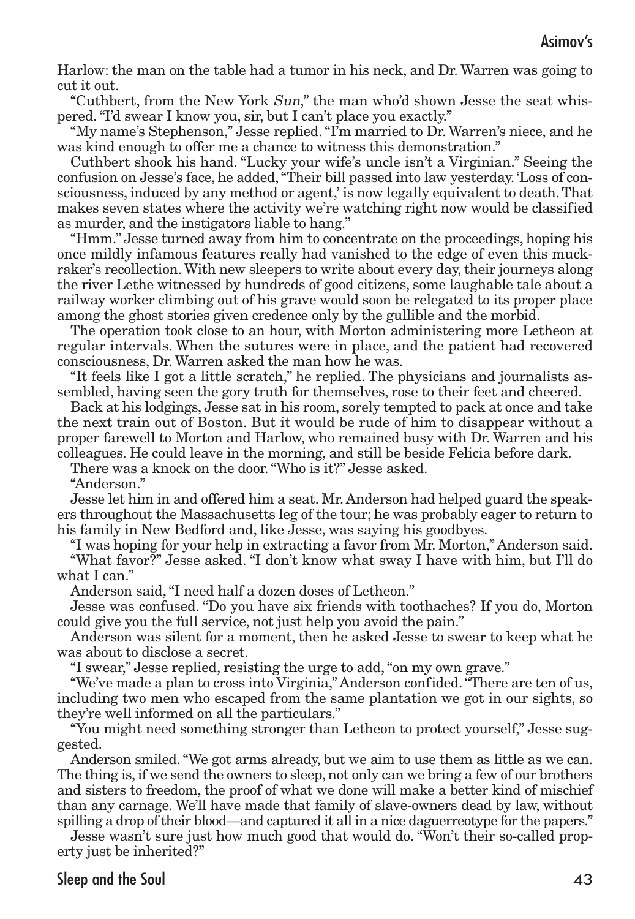Harlow: the man on the table had a tumor in his neck, and Dr. Warren was going to cut it out.

"Cuthbert, from the New York *Sun*," the man who'd shown Jesse the seat whispered. "I'd swear I know you, sir, but I can't place you exactly."

"My name's Stephenson," Jesse replied. "I'm married to Dr. Warren's niece, and he was kind enough to offer me a chance to witness this demonstration."

Cuthbert shook his hand. "Lucky your wife's uncle isn't a Virginian." Seeing the confusion on Jesse's face, he added, "Their bill passed into law yesterday. 'Loss of consciousness, induced by any method or agent,' is now legally equivalent to death. That makes seven states where the activity we're watching right now would be classified as murder, and the instigators liable to hang."

"Hmm." Jesse turned away from him to concentrate on the proceedings, hoping his once mildly infamous features really had vanished to the edge of even this muckraker's recollection. With new sleepers to write about every day, their journeys along the river Lethe witnessed by hundreds of good citizens, some laughable tale about a railway worker climbing out of his grave would soon be relegated to its proper place among the ghost stories given credence only by the gullible and the morbid.

The operation took close to an hour, with Morton administering more Letheon at regular intervals. When the sutures were in place, and the patient had recovered consciousness, Dr. Warren asked the man how he was.

"It feels like I got a little scratch," he replied. The physicians and journalists assembled, having seen the gory truth for themselves, rose to their feet and cheered.

Back at his lodgings, Jesse sat in his room, sorely tempted to pack at once and take the next train out of Boston. But it would be rude of him to disappear without a proper farewell to Morton and Harlow, who remained busy with Dr. Warren and his colleagues. He could leave in the morning, and still be beside Felicia before dark.

There was a knock on the door. "Who is it?" Jesse asked.

"Anderson."

Jesse let him in and offered him a seat. Mr. Anderson had helped guard the speakers throughout the Massachusetts leg of the tour; he was probably eager to return to his family in New Bedford and, like Jesse, was saying his goodbyes.

"I was hoping for your help in extracting a favor from Mr. Morton," Anderson said.

"What favor?" Jesse asked. "I don't know what sway I have with him, but I'll do what I can."

Anderson said, "I need half a dozen doses of Letheon."

Jesse was confused. "Do you have six friends with toothaches? If you do, Morton could give you the full service, not just help you avoid the pain."

Anderson was silent for a moment, then he asked Jesse to swear to keep what he was about to disclose a secret.

"I swear," Jesse replied, resisting the urge to add, "on my own grave."

"We've made a plan to cross into Virginia," Anderson confided. "There are ten of us, including two men who escaped from the same plantation we got in our sights, so they're well informed on all the particulars."

"You might need something stronger than Letheon to protect yourself," Jesse suggested.

Anderson smiled. "We got arms already, but we aim to use them as little as we can. The thing is, if we send the owners to sleep, not only can we bring a few of our brothers and sisters to freedom, the proof of what we done will make a better kind of mischief than any carnage. We'll have made that family of slave-owners dead by law, without spilling a drop of their blood—and captured it all in a nice daguerreotype for the papers."

Jesse wasn't sure just how much good that would do. "Won't their so-called property just be inherited?"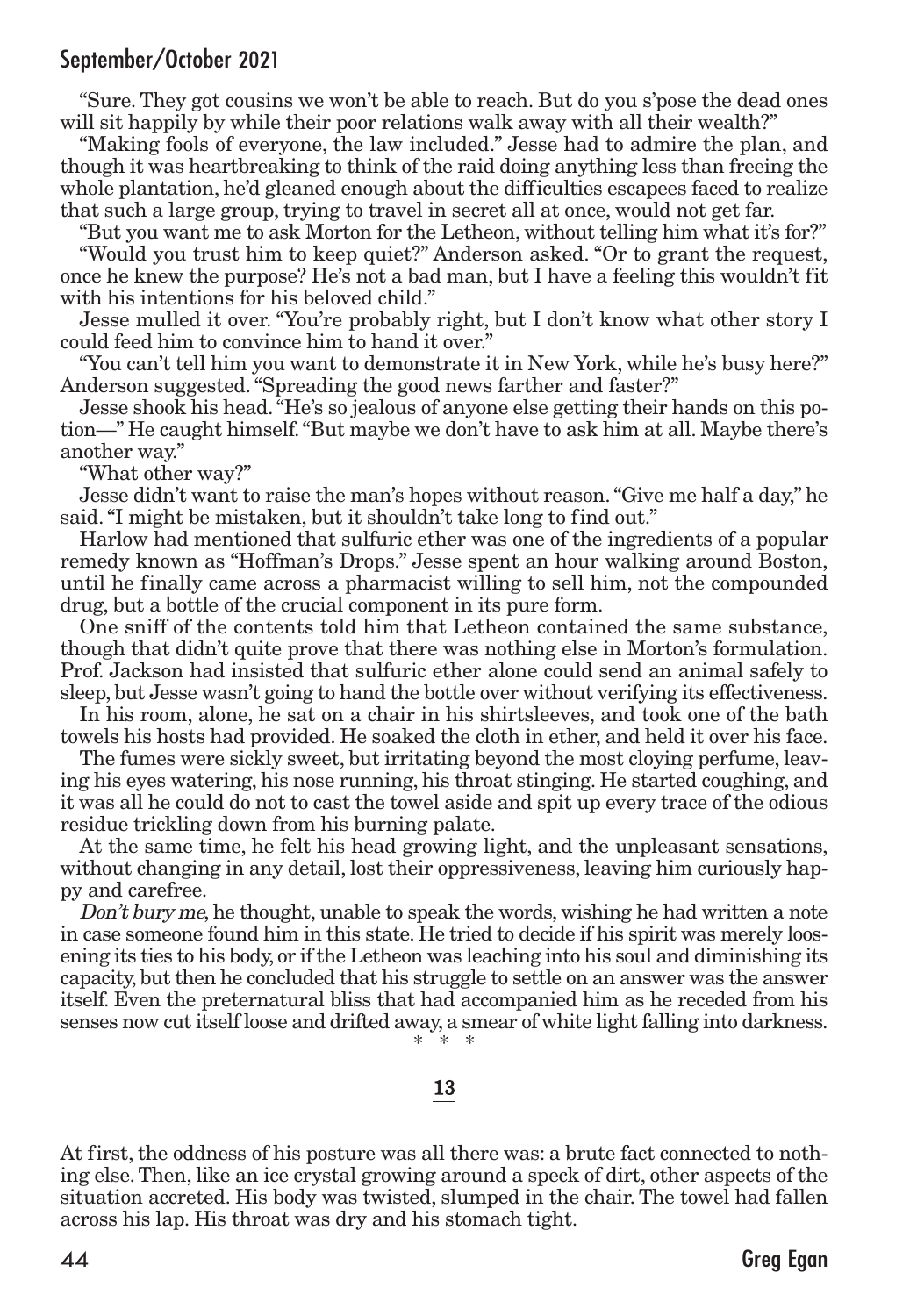"Sure. They got cousins we won't be able to reach. But do you s'pose the dead ones will sit happily by while their poor relations walk away with all their wealth?"

"Making fools of everyone, the law included." Jesse had to admire the plan, and though it was heartbreaking to think of the raid doing anything less than freeing the whole plantation, he'd gleaned enough about the difficulties escapees faced to realize that such a large group, trying to travel in secret all at once, would not get far.

"But you want me to ask Morton for the Letheon, without telling him what it's for?"

"Would you trust him to keep quiet?" Anderson asked. "Or to grant the request, once he knew the purpose? He's not a bad man, but I have a feeling this wouldn't fit with his intentions for his beloved child."

Jesse mulled it over. "You're probably right, but I don't know what other story I could feed him to convince him to hand it over."

"You can't tell him you want to demonstrate it in New York, while he's busy here?" Anderson suggested. "Spreading the good news farther and faster?"

Jesse shook his head. "He's so jealous of anyone else getting their hands on this potion—" He caught himself. "But maybe we don't have to ask him at all. Maybe there's another way."

"What other way?"

Jesse didn't want to raise the man's hopes without reason. "Give me half a day," he said. "I might be mistaken, but it shouldn't take long to find out."

Harlow had mentioned that sulfuric ether was one of the ingredients of a popular remedy known as "Hoffman's Drops." Jesse spent an hour walking around Boston, until he finally came across a pharmacist willing to sell him, not the compounded drug, but a bottle of the crucial component in its pure form.

One sniff of the contents told him that Letheon contained the same substance, though that didn't quite prove that there was nothing else in Morton's formulation. Prof. Jackson had insisted that sulfuric ether alone could send an animal safely to sleep, but Jesse wasn't going to hand the bottle over without verifying its effectiveness.

In his room, alone, he sat on a chair in his shirtsleeves, and took one of the bath towels his hosts had provided. He soaked the cloth in ether, and held it over his face.

The fumes were sickly sweet, but irritating beyond the most cloying perfume, leaving his eyes watering, his nose running, his throat stinging. He started coughing, and it was all he could do not to cast the towel aside and spit up every trace of the odious residue trickling down from his burning palate.

At the same time, he felt his head growing light, and the unpleasant sensations, without changing in any detail, lost their oppressiveness, leaving him curiously happy and carefree.

*Don't bury me*, he thought, unable to speak the words, wishing he had written a note in case someone found him in this state. He tried to decide if his spirit was merely loosening its ties to his body, or if the Letheon was leaching into his soul and diminishing its capacity, but then he concluded that his struggle to settle on an answer was the answer itself. Even the preternatural bliss that had accompanied him as he receded from his senses now cut itself loose and drifted away, a smear of white light falling into darkness.

\* \* \*

## 13

At first, the oddness of his posture was all there was: a brute fact connected to nothing else. Then, like an ice crystal growing around a speck of dirt, other aspects of the situation accreted. His body was twisted, slumped in the chair. The towel had fallen across his lap. His throat was dry and his stomach tight.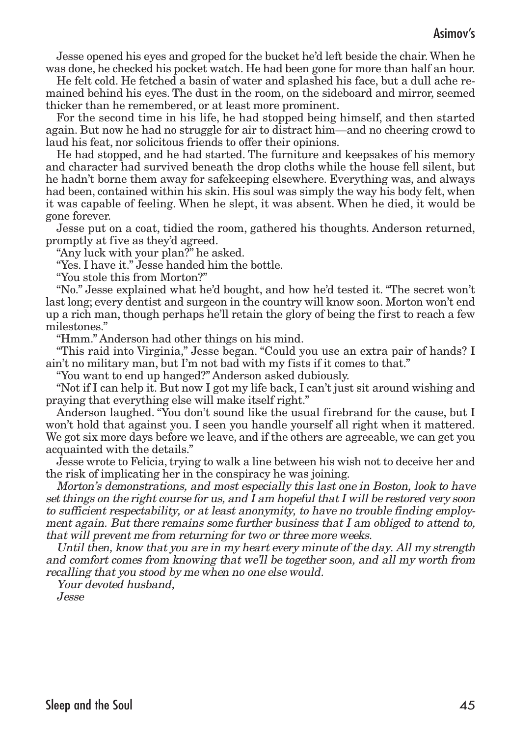Jesse opened his eyes and groped for the bucket he'd left beside the chair. When he was done, he checked his pocket watch. He had been gone for more than half an hour.

He felt cold. He fetched a basin of water and splashed his face, but a dull ache remained behind his eyes. The dust in the room, on the sideboard and mirror, seemed thicker than he remembered, or at least more prominent.

For the second time in his life, he had stopped being himself, and then started again. But now he had no struggle for air to distract him—and no cheering crowd to laud his feat, nor solicitous friends to offer their opinions.

He had stopped, and he had started. The furniture and keepsakes of his memory and character had survived beneath the drop cloths while the house fell silent, but he hadn't borne them away for safekeeping elsewhere. Everything was, and always had been, contained within his skin. His soul was simply the way his body felt, when it was capable of feeling. When he slept, it was absent. When he died, it would be gone forever.

Jesse put on a coat, tidied the room, gathered his thoughts. Anderson returned, promptly at five as they'd agreed.

"Any luck with your plan?" he asked.

"Yes. I have it." Jesse handed him the bottle.

"You stole this from Morton?"

"No." Jesse explained what he'd bought, and how he'd tested it. "The secret won't last long; every dentist and surgeon in the country will know soon. Morton won't end up a rich man, though perhaps he'll retain the glory of being the first to reach a few milestones."

"Hmm." Anderson had other things on his mind.

"This raid into Virginia," Jesse began. "Could you use an extra pair of hands? I ain't no military man, but I'm not bad with my fists if it comes to that."

"You want to end up hanged?" Anderson asked dubiously.

"Not if I can help it. But now I got my life back, I can't just sit around wishing and praying that everything else will make itself right."

Anderson laughed. "You don't sound like the usual firebrand for the cause, but I won't hold that against you. I seen you handle yourself all right when it mattered. We got six more days before we leave, and if the others are agreeable, we can get you acquainted with the details."

Jesse wrote to Felicia, trying to walk a line between his wish not to deceive her and the risk of implicating her in the conspiracy he was joining.

*Morton's demonstrations, and most especially this last one in Boston, look to have set things on the right course for us, and I am hopeful that I will be restored very soon to sufficient respectability, or at least anonymity, to have no trouble finding employment again. But there remains some further business that I am obliged to attend to, that will prevent me from returning for two or three more weeks.*

*Until then, know that you are in my heart every minute of the day. All my strength and comfort comes from knowing that we'll be together soon, and all my worth from recalling that you stood by me when no one else would.*

*Your devoted husband,*
*Jesse*